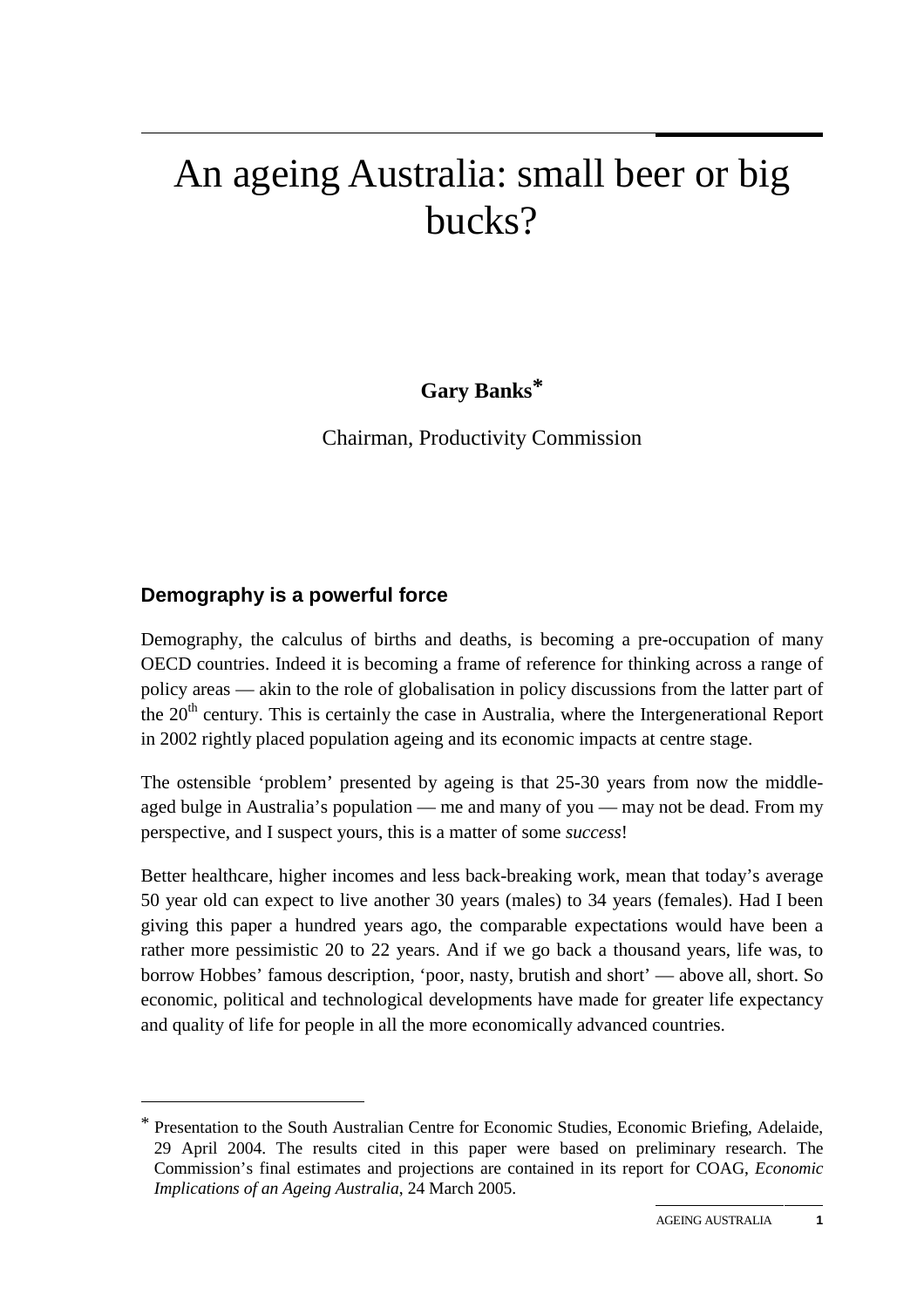# An ageing Australia: small beer or big bucks?

**Gary Banks***

Chairman, Productivity Commission

## Demography is a powerful force

Demography, the calculus of births and deaths, is becoming a pre-occupation of many OECD countries. Indeed it is becoming a frame of reference for thinking across a range of policy areas — akin to the role of globalisation in policy discussions from the latter part of the 20th century. This is certainly the case in Australia, where the Intergenerational Report in 2002 rightly placed population ageing and its economic impacts at centre stage.

The ostensible 'problem' presented by ageing is that 25-30 years from now the middle-aged bulge in Australia's population — me and many of you — may not be dead. From my perspective, and I suspect yours, this is a matter of some *success*!

Better healthcare, higher incomes and less back-breaking work, mean that today's average 50 year old can expect to live another 30 years (males) to 34 years (females). Had I been giving this paper a hundred years ago, the comparable expectations would have been a rather more pessimistic 20 to 22 years. And if we go back a thousand years, life was, to borrow Hobbes' famous description, 'poor, nasty, brutish and short' — above all, short. So economic, political and technological developments have made for greater life expectancy and quality of life for people in all the more economically advanced countries.

---

* Presentation to the South Australian Centre for Economic Studies, Economic Briefing, Adelaide, 29 April 2004. The results cited in this paper were based on preliminary research. The Commission's final estimates and projections are contained in its report for COAG, *Economic Implications of an Ageing Australia*, 24 March 2005.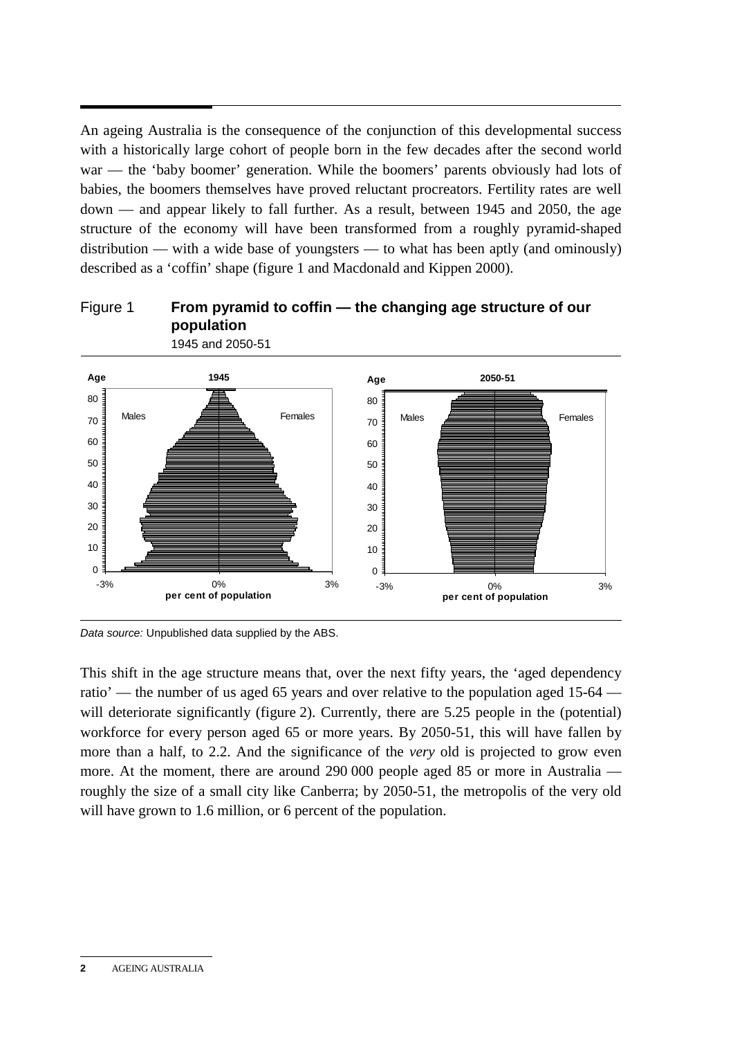An ageing Australia is the consequence of the conjunction of this developmental success with a historically large cohort of people born in the few decades after the second world war — the 'baby boomer' generation. While the boomers' parents obviously had lots of babies, the boomers themselves have proved reluctant procreators. Fertility rates are well down — and appear likely to fall further. As a result, between 1945 and 2050, the age structure of the economy will have been transformed from a roughly pyramid-shaped distribution — with a wide base of youngsters — to what has been aptly (and ominously) described as a 'coffin' shape (figure 1 and Macdonald and Kippen 2000).

Figure 1 **From pyramid to coffin — the changing age structure of our population**

1945 and 2050-51

*Data source:* Unpublished data supplied by the ABS.

This shift in the age structure means that, over the next fifty years, the 'aged dependency ratio' — the number of us aged 65 years and over relative to the population aged 15-64 — will deteriorate significantly (figure 2). Currently, there are 5.25 people in the (potential) workforce for every person aged 65 or more years. By 2050-51, this will have fallen by more than a half, to 2.2. And the significance of the *very* old is projected to grow even more. At the moment, there are around 290 000 people aged 85 or more in Australia — roughly the size of a small city like Canberra; by 2050-51, the metropolis of the very old will have grown to 1.6 million, or 6 percent of the population.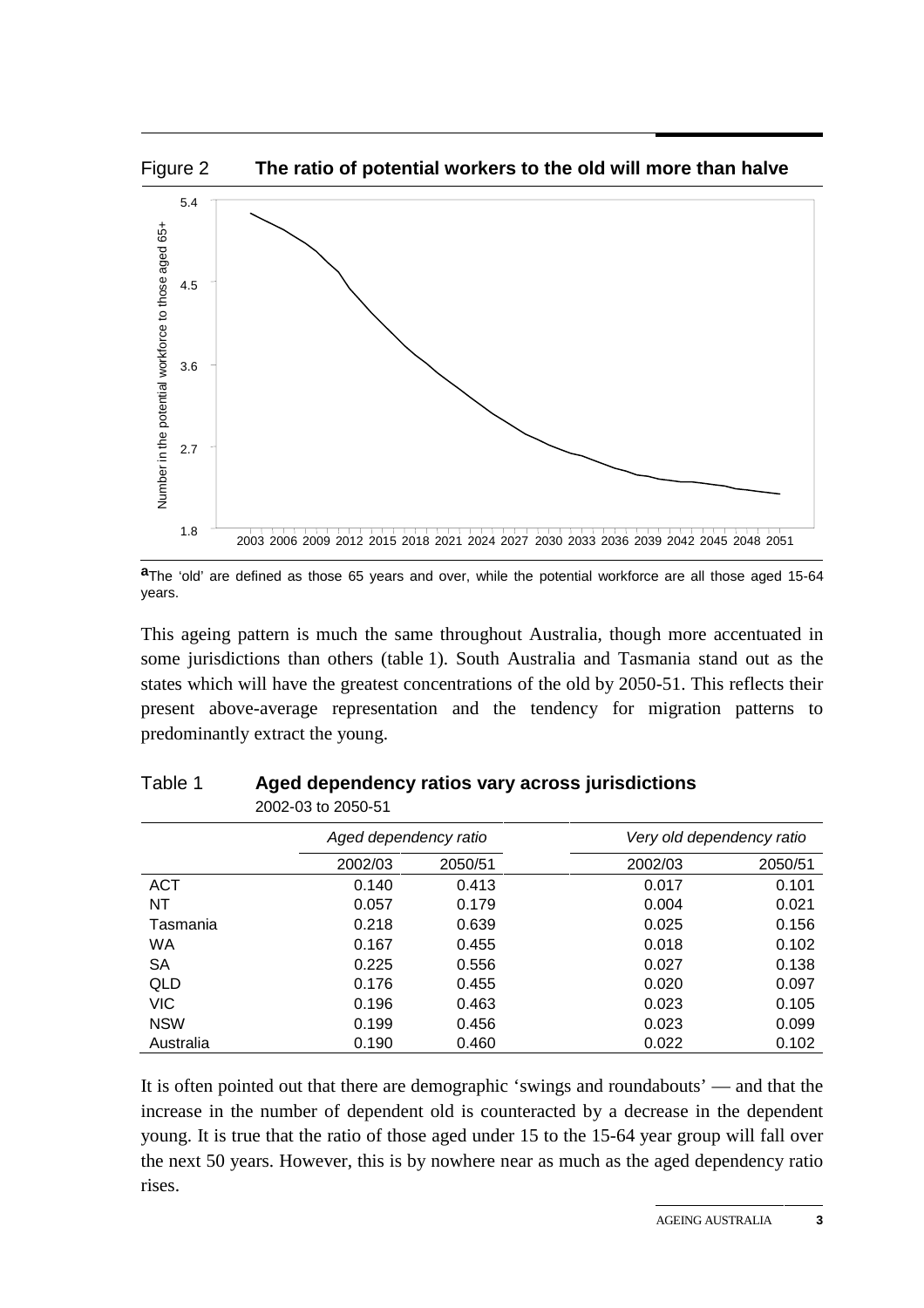Figure 2 **The ratio of potential workers to the old will more than halve**

[a]The 'old' are defined as those 65 years and over, while the potential workforce are all those aged 15-64 years.

This ageing pattern is much the same throughout Australia, though more accentuated in some jurisdictions than others (table 1). South Australia and Tasmania stand out as the states which will have the greatest concentrations of the old by 2050-51. This reflects their present above-average representation and the tendency for migration patterns to predominantly extract the young.

Table 1 **Aged dependency ratios vary across jurisdictions**
2002-03 to 2050-51

| | *Aged dependency ratio* | | *Very old dependency ratio* | |
|---|---|---|---|---|
| | 2002/03 | 2050/51 | 2002/03 | 2050/51 |
| ACT | 0.140 | 0.413 | 0.017 | 0.101 |
| NT | 0.057 | 0.179 | 0.004 | 0.021 |
| Tasmania | 0.218 | 0.639 | 0.025 | 0.156 |
| WA | 0.167 | 0.455 | 0.018 | 0.102 |
| SA | 0.225 | 0.556 | 0.027 | 0.138 |
| QLD | 0.176 | 0.455 | 0.020 | 0.097 |
| VIC | 0.196 | 0.463 | 0.023 | 0.105 |
| NSW | 0.199 | 0.456 | 0.023 | 0.099 |
| Australia | 0.190 | 0.460 | 0.022 | 0.102 |

It is often pointed out that there are demographic 'swings and roundabouts' — and that the increase in the number of dependent old is counteracted by a decrease in the dependent young. It is true that the ratio of those aged under 15 to the 15-64 year group will fall over the next 50 years. However, this is by nowhere near as much as the aged dependency ratio rises.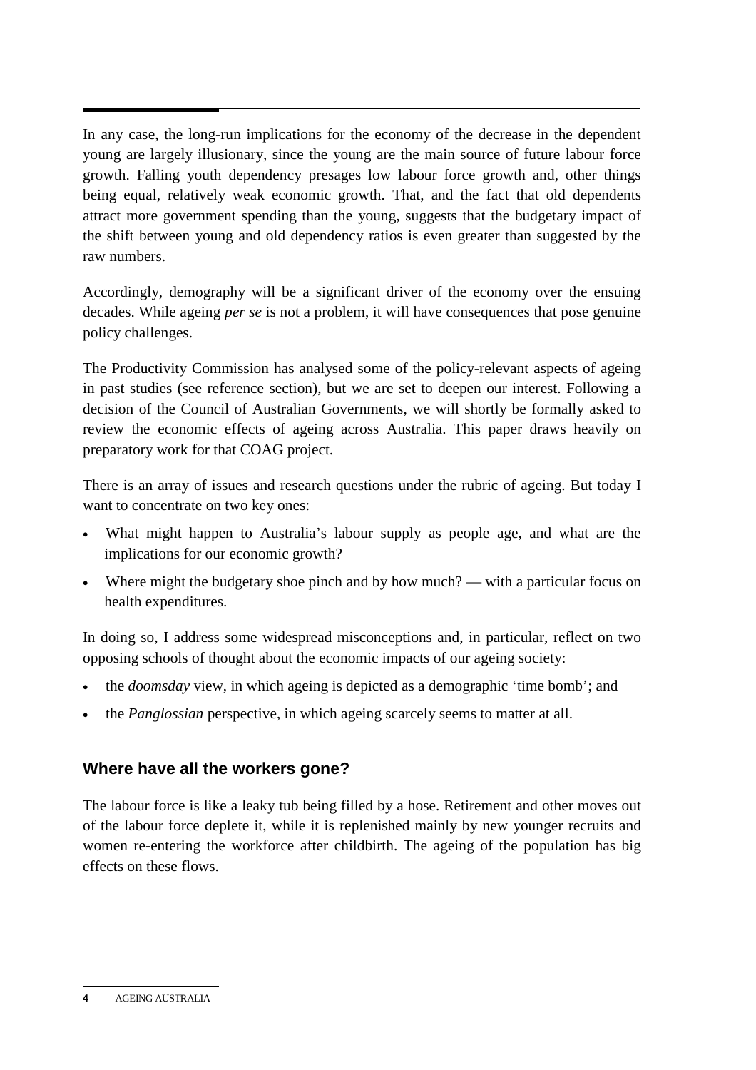In any case, the long-run implications for the economy of the decrease in the dependent young are largely illusionary, since the young are the main source of future labour force growth. Falling youth dependency presages low labour force growth and, other things being equal, relatively weak economic growth. That, and the fact that old dependents attract more government spending than the young, suggests that the budgetary impact of the shift between young and old dependency ratios is even greater than suggested by the raw numbers.

Accordingly, demography will be a significant driver of the economy over the ensuing decades. While ageing *per se* is not a problem, it will have consequences that pose genuine policy challenges.

The Productivity Commission has analysed some of the policy-relevant aspects of ageing in past studies (see reference section), but we are set to deepen our interest. Following a decision of the Council of Australian Governments, we will shortly be formally asked to review the economic effects of ageing across Australia. This paper draws heavily on preparatory work for that COAG project.

There is an array of issues and research questions under the rubric of ageing. But today I want to concentrate on two key ones:

- What might happen to Australia's labour supply as people age, and what are the implications for our economic growth?
- Where might the budgetary shoe pinch and by how much? — with a particular focus on health expenditures.

In doing so, I address some widespread misconceptions and, in particular, reflect on two opposing schools of thought about the economic impacts of our ageing society:

- the *doomsday* view, in which ageing is depicted as a demographic 'time bomb'; and
- the *Panglossian* perspective, in which ageing scarcely seems to matter at all.

## Where have all the workers gone?

The labour force is like a leaky tub being filled by a hose. Retirement and other moves out of the labour force deplete it, while it is replenished mainly by new younger recruits and women re-entering the workforce after childbirth. The ageing of the population has big effects on these flows.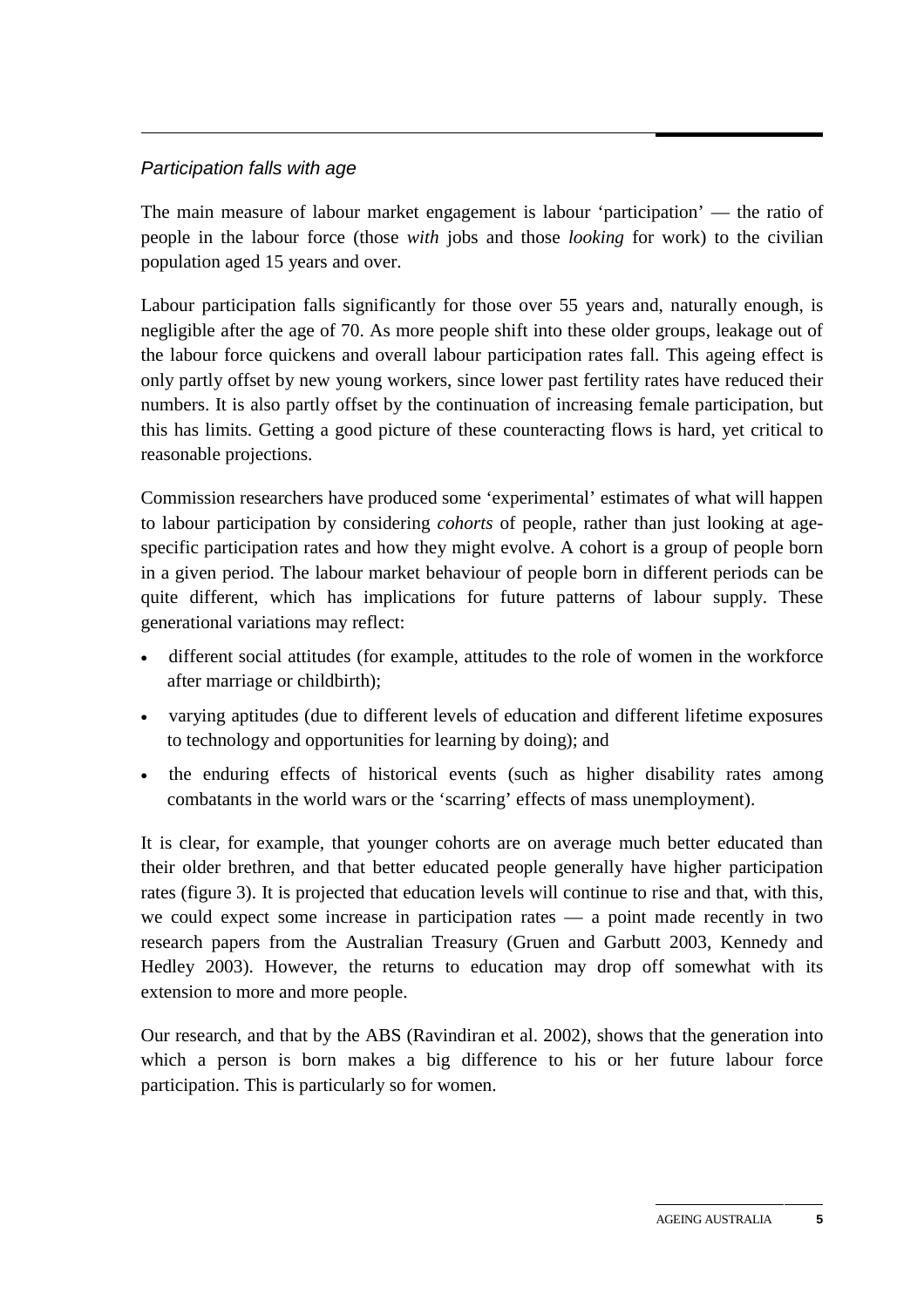### *Participation falls with age*

The main measure of labour market engagement is labour 'participation' — the ratio of people in the labour force (those *with* jobs and those *looking* for work) to the civilian population aged 15 years and over.

Labour participation falls significantly for those over 55 years and, naturally enough, is negligible after the age of 70. As more people shift into these older groups, leakage out of the labour force quickens and overall labour participation rates fall. This ageing effect is only partly offset by new young workers, since lower past fertility rates have reduced their numbers. It is also partly offset by the continuation of increasing female participation, but this has limits. Getting a good picture of these counteracting flows is hard, yet critical to reasonable projections.

Commission researchers have produced some 'experimental' estimates of what will happen to labour participation by considering *cohorts* of people, rather than just looking at age-specific participation rates and how they might evolve. A cohort is a group of people born in a given period. The labour market behaviour of people born in different periods can be quite different, which has implications for future patterns of labour supply. These generational variations may reflect:

- different social attitudes (for example, attitudes to the role of women in the workforce after marriage or childbirth);
- varying aptitudes (due to different levels of education and different lifetime exposures to technology and opportunities for learning by doing); and
- the enduring effects of historical events (such as higher disability rates among combatants in the world wars or the 'scarring' effects of mass unemployment).

It is clear, for example, that younger cohorts are on average much better educated than their older brethren, and that better educated people generally have higher participation rates (figure 3). It is projected that education levels will continue to rise and that, with this, we could expect some increase in participation rates — a point made recently in two research papers from the Australian Treasury (Gruen and Garbutt 2003, Kennedy and Hedley 2003). However, the returns to education may drop off somewhat with its extension to more and more people.

Our research, and that by the ABS (Ravindiran et al. 2002), shows that the generation into which a person is born makes a big difference to his or her future labour force participation. This is particularly so for women.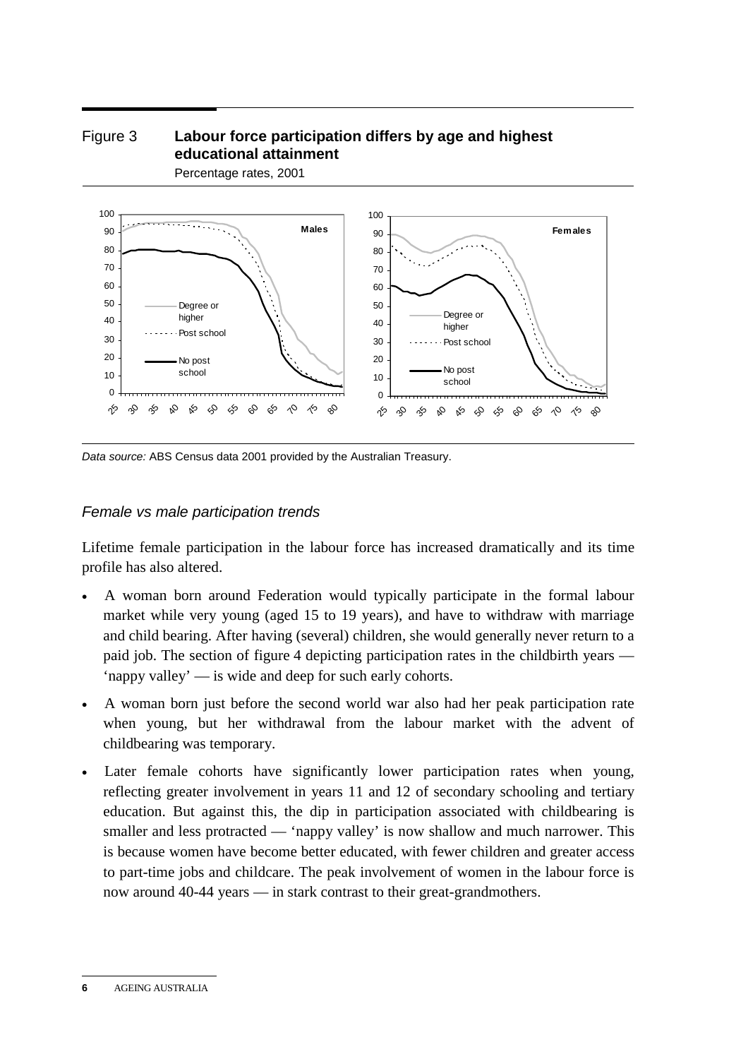Figure 3 **Labour force participation differs by age and highest educational attainment**

Percentage rates, 2001

*Data source:* ABS Census data 2001 provided by the Australian Treasury.

### *Female vs male participation trends*

Lifetime female participation in the labour force has increased dramatically and its time profile has also altered.

- A woman born around Federation would typically participate in the formal labour market while very young (aged 15 to 19 years), and have to withdraw with marriage and child bearing. After having (several) children, she would generally never return to a paid job. The section of figure 4 depicting participation rates in the childbirth years — 'nappy valley' — is wide and deep for such early cohorts.
- A woman born just before the second world war also had her peak participation rate when young, but her withdrawal from the labour market with the advent of childbearing was temporary.
- Later female cohorts have significantly lower participation rates when young, reflecting greater involvement in years 11 and 12 of secondary schooling and tertiary education. But against this, the dip in participation associated with childbearing is smaller and less protracted — 'nappy valley' is now shallow and much narrower. This is because women have become better educated, with fewer children and greater access to part-time jobs and childcare. The peak involvement of women in the labour force is now around 40-44 years — in stark contrast to their great-grandmothers.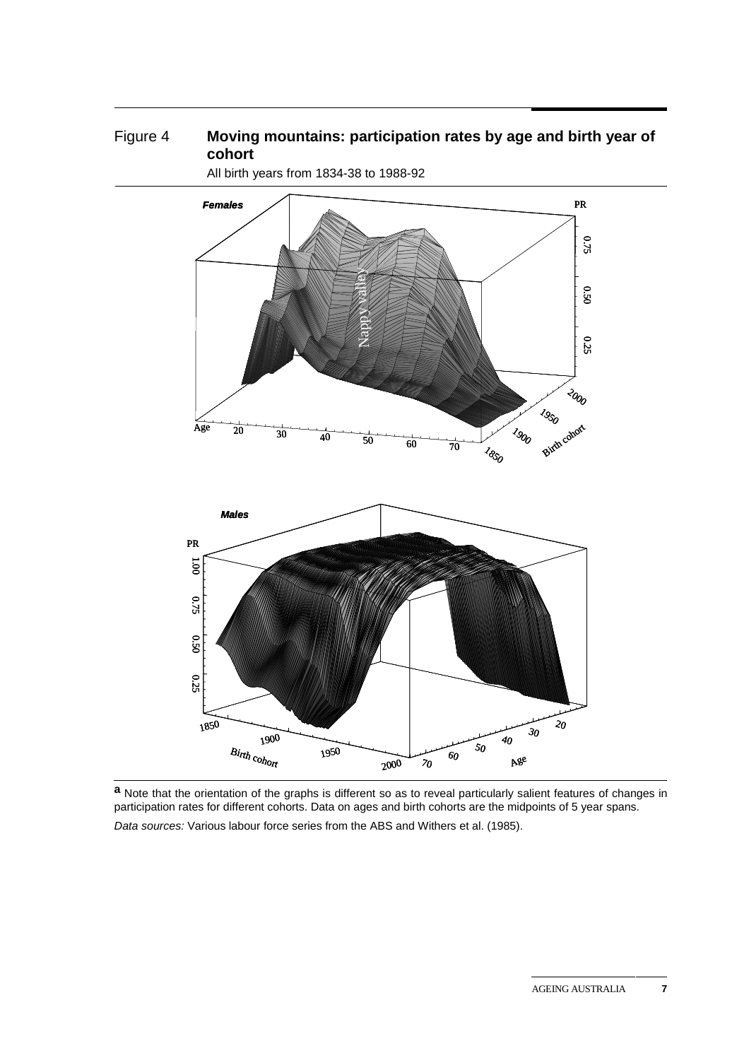Figure 4 **Moving mountains: participation rates by age and birth year of cohort**

All birth years from 1834-38 to 1988-92

[a] Note that the orientation of the graphs is different so as to reveal particularly salient features of changes in participation rates for different cohorts. Data on ages and birth cohorts are the midpoints of 5 year spans.

*Data sources:* Various labour force series from the ABS and Withers et al. (1985).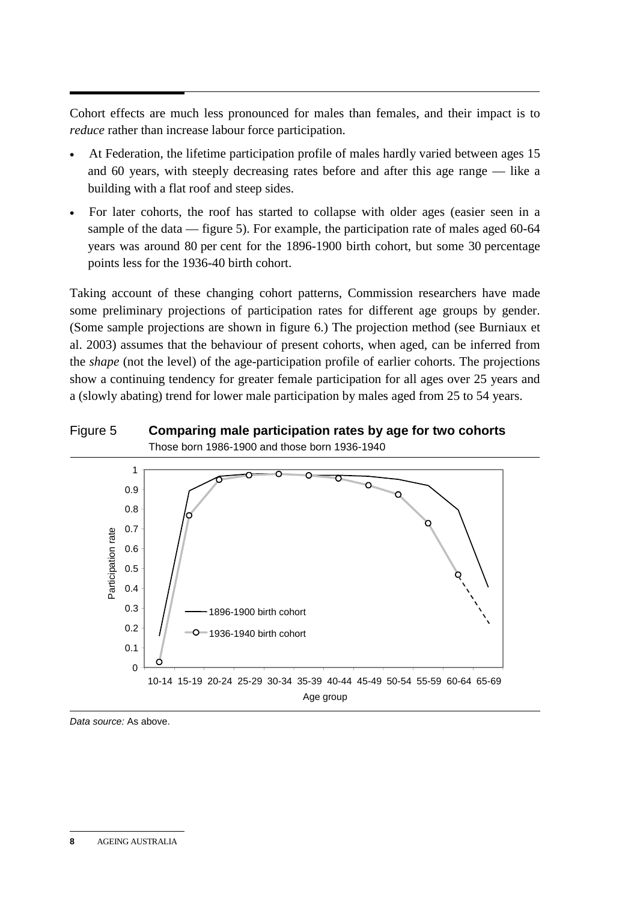Cohort effects are much less pronounced for males than females, and their impact is to *reduce* rather than increase labour force participation.

- At Federation, the lifetime participation profile of males hardly varied between ages 15 and 60 years, with steeply decreasing rates before and after this age range — like a building with a flat roof and steep sides.
- For later cohorts, the roof has started to collapse with older ages (easier seen in a sample of the data — figure 5). For example, the participation rate of males aged 60-64 years was around 80 per cent for the 1896-1900 birth cohort, but some 30 percentage points less for the 1936-40 birth cohort.

Taking account of these changing cohort patterns, Commission researchers have made some preliminary projections of participation rates for different age groups by gender. (Some sample projections are shown in figure 6.) The projection method (see Burniaux et al. 2003) assumes that the behaviour of present cohorts, when aged, can be inferred from the *shape* (not the level) of the age-participation profile of earlier cohorts. The projections show a continuing tendency for greater female participation for all ages over 25 years and a (slowly abating) trend for lower male participation by males aged from 25 to 54 years.

Figure 5 **Comparing male participation rates by age for two cohorts**

Those born 1986-1900 and those born 1936-1940

*Data source:* As above.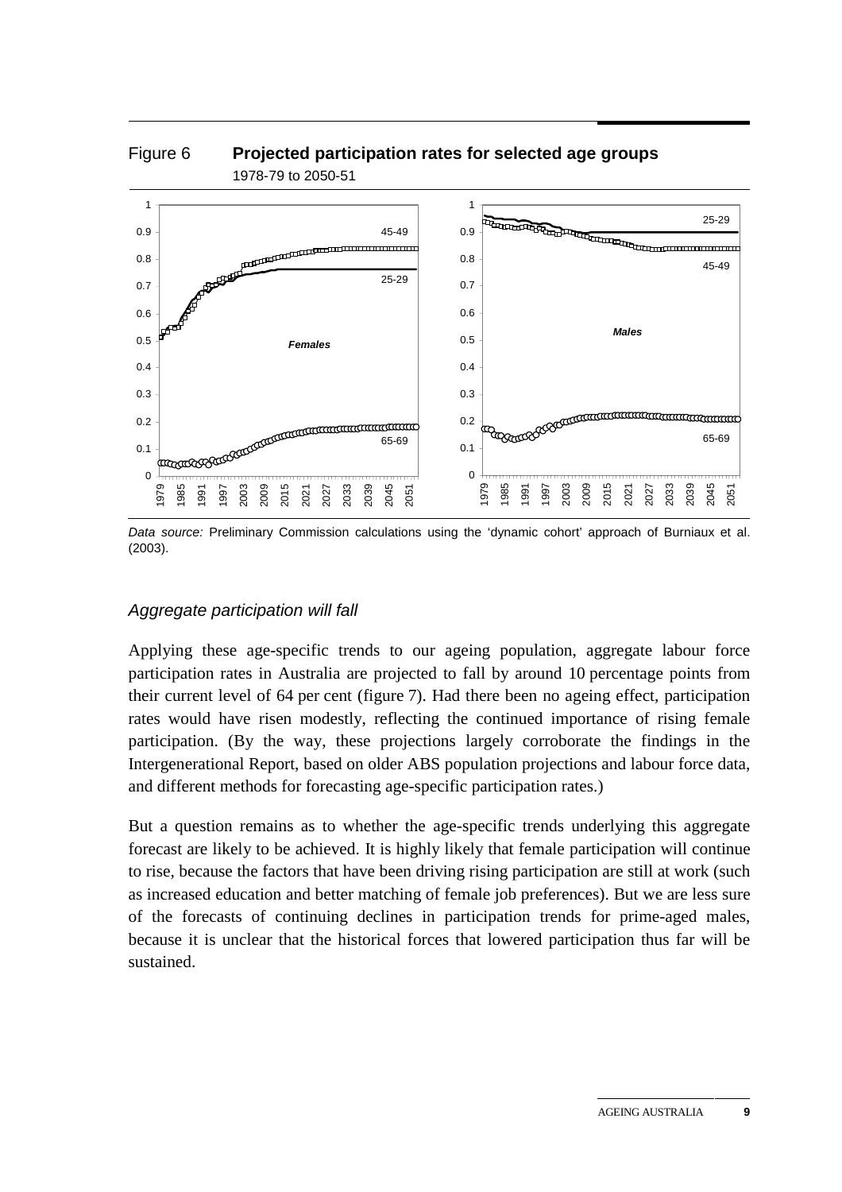Figure 6 **Projected participation rates for selected age groups**

1978-79 to 2050-51

*Data source:* Preliminary Commission calculations using the 'dynamic cohort' approach of Burniaux et al. (2003).

### *Aggregate participation will fall*

Applying these age-specific trends to our ageing population, aggregate labour force participation rates in Australia are projected to fall by around 10 percentage points from their current level of 64 per cent (figure 7). Had there been no ageing effect, participation rates would have risen modestly, reflecting the continued importance of rising female participation. (By the way, these projections largely corroborate the findings in the Intergenerational Report, based on older ABS population projections and labour force data, and different methods for forecasting age-specific participation rates.)

But a question remains as to whether the age-specific trends underlying this aggregate forecast are likely to be achieved. It is highly likely that female participation will continue to rise, because the factors that have been driving rising participation are still at work (such as increased education and better matching of female job preferences). But we are less sure of the forecasts of continuing declines in participation trends for prime-aged males, because it is unclear that the historical forces that lowered participation thus far will be sustained.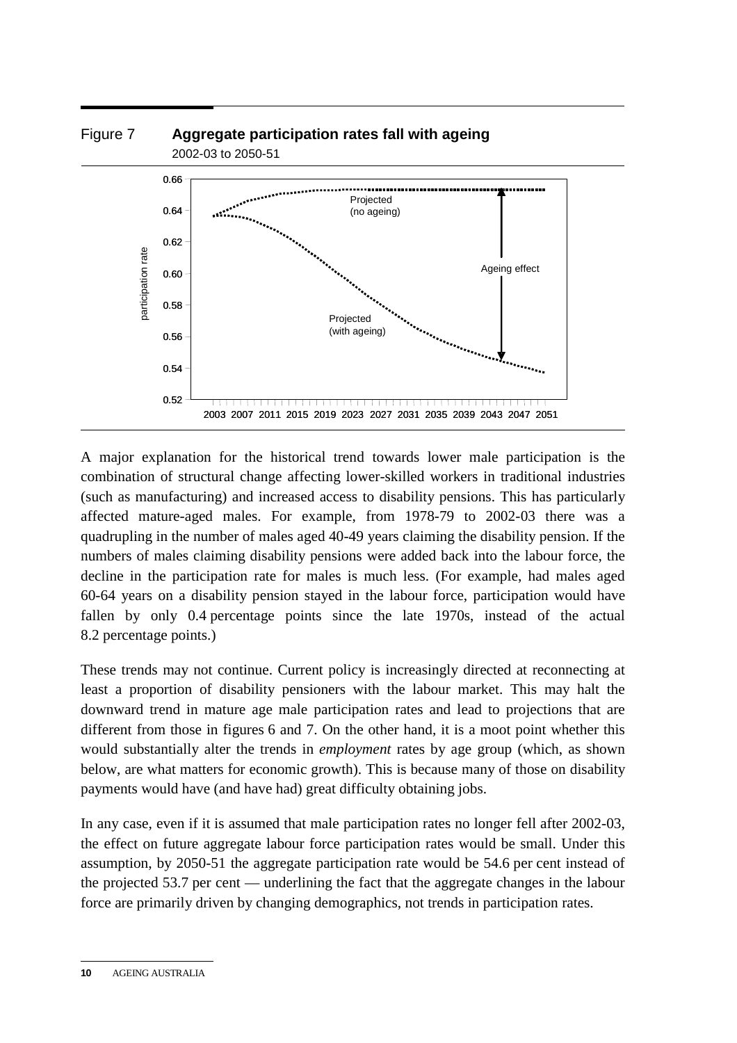Figure 7 **Aggregate participation rates fall with ageing**

2002-03 to 2050-51

A major explanation for the historical trend towards lower male participation is the combination of structural change affecting lower-skilled workers in traditional industries (such as manufacturing) and increased access to disability pensions. This has particularly affected mature-aged males. For example, from 1978-79 to 2002-03 there was a quadrupling in the number of males aged 40-49 years claiming the disability pension. If the numbers of males claiming disability pensions were added back into the labour force, the decline in the participation rate for males is much less. (For example, had males aged 60-64 years on a disability pension stayed in the labour force, participation would have fallen by only 0.4 percentage points since the late 1970s, instead of the actual 8.2 percentage points.)

These trends may not continue. Current policy is increasingly directed at reconnecting at least a proportion of disability pensioners with the labour market. This may halt the downward trend in mature age male participation rates and lead to projections that are different from those in figures 6 and 7. On the other hand, it is a moot point whether this would substantially alter the trends in *employment* rates by age group (which, as shown below, are what matters for economic growth). This is because many of those on disability payments would have (and have had) great difficulty obtaining jobs.

In any case, even if it is assumed that male participation rates no longer fell after 2002-03, the effect on future aggregate labour force participation rates would be small. Under this assumption, by 2050-51 the aggregate participation rate would be 54.6 per cent instead of the projected 53.7 per cent — underlining the fact that the aggregate changes in the labour force are primarily driven by changing demographics, not trends in participation rates.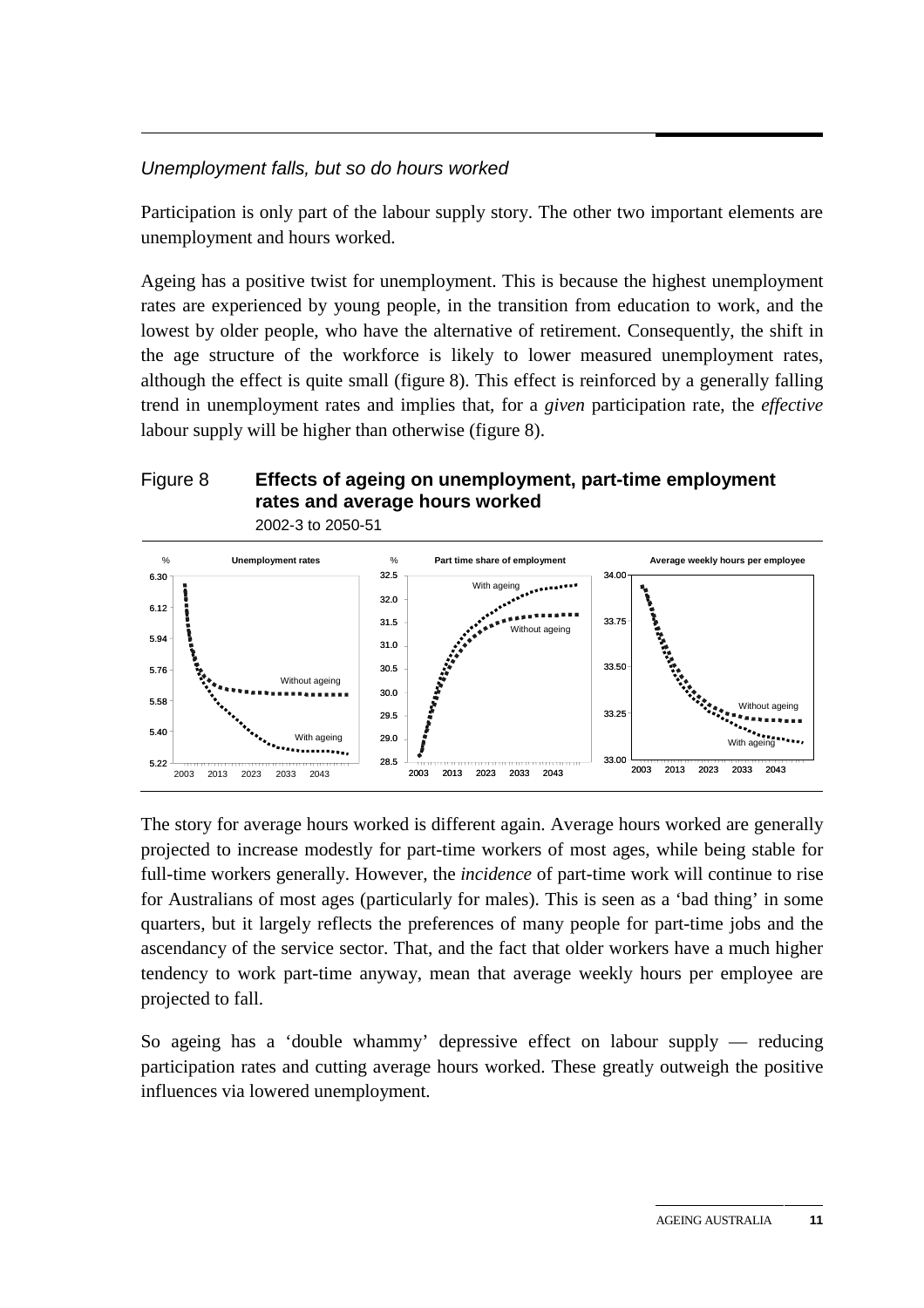*Unemployment falls, but so do hours worked*

Participation is only part of the labour supply story. The other two important elements are unemployment and hours worked.

Ageing has a positive twist for unemployment. This is because the highest unemployment rates are experienced by young people, in the transition from education to work, and the lowest by older people, who have the alternative of retirement. Consequently, the shift in the age structure of the workforce is likely to lower measured unemployment rates, although the effect is quite small (figure 8). This effect is reinforced by a generally falling trend in unemployment rates and implies that, for a *given* participation rate, the *effective* labour supply will be higher than otherwise (figure 8).

Figure 8 **Effects of ageing on unemployment, part-time employment rates and average hours worked**

2002-3 to 2050-51

The story for average hours worked is different again. Average hours worked are generally projected to increase modestly for part-time workers of most ages, while being stable for full-time workers generally. However, the *incidence* of part-time work will continue to rise for Australians of most ages (particularly for males). This is seen as a 'bad thing' in some quarters, but it largely reflects the preferences of many people for part-time jobs and the ascendancy of the service sector. That, and the fact that older workers have a much higher tendency to work part-time anyway, mean that average weekly hours per employee are projected to fall.

So ageing has a 'double whammy' depressive effect on labour supply — reducing participation rates and cutting average hours worked. These greatly outweigh the positive influences via lowered unemployment.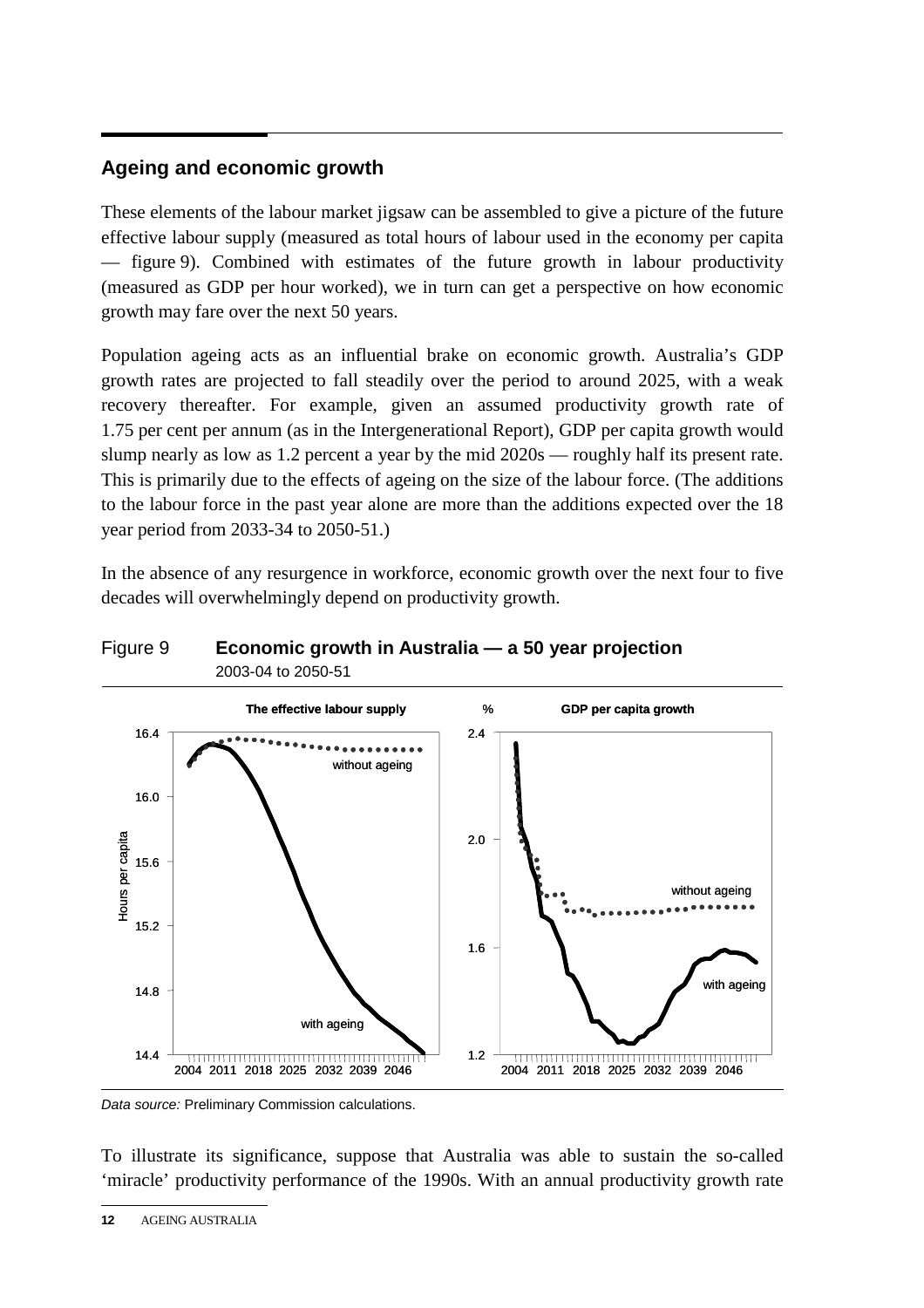## Ageing and economic growth

These elements of the labour market jigsaw can be assembled to give a picture of the future effective labour supply (measured as total hours of labour used in the economy per capita — figure 9). Combined with estimates of the future growth in labour productivity (measured as GDP per hour worked), we in turn can get a perspective on how economic growth may fare over the next 50 years.

Population ageing acts as an influential brake on economic growth. Australia's GDP growth rates are projected to fall steadily over the period to around 2025, with a weak recovery thereafter. For example, given an assumed productivity growth rate of 1.75 per cent per annum (as in the Intergenerational Report), GDP per capita growth would slump nearly as low as 1.2 percent a year by the mid 2020s — roughly half its present rate. This is primarily due to the effects of ageing on the size of the labour force. (The additions to the labour force in the past year alone are more than the additions expected over the 18 year period from 2033-34 to 2050-51.)

In the absence of any resurgence in workforce, economic growth over the next four to five decades will overwhelmingly depend on productivity growth.

Figure 9 **Economic growth in Australia — a 50 year projection**
2003-04 to 2050-51

*Data source:* Preliminary Commission calculations.

To illustrate its significance, suppose that Australia was able to sustain the so-called 'miracle' productivity performance of the 1990s. With an annual productivity growth rate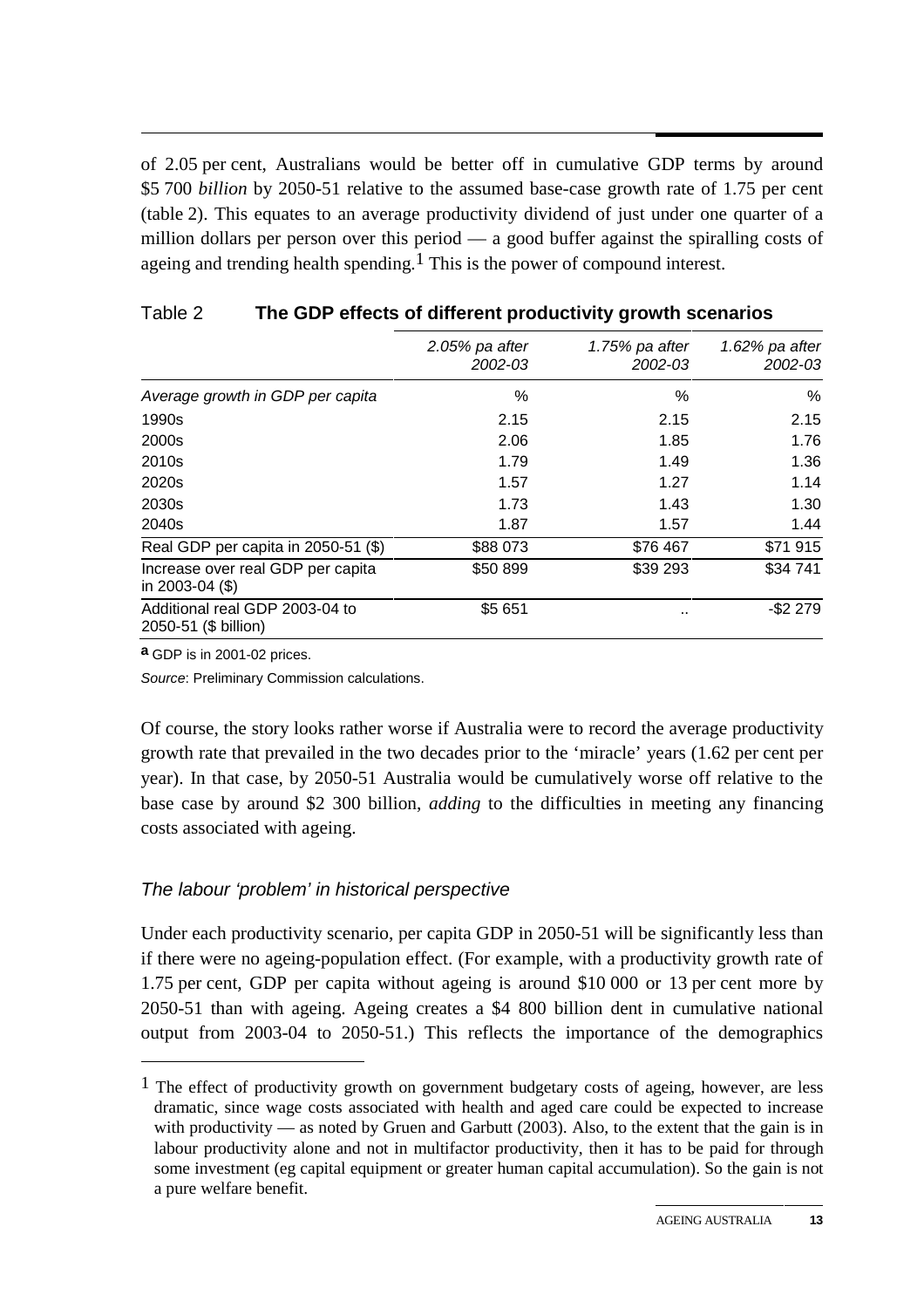of 2.05 per cent, Australians would be better off in cumulative GDP terms by around \$5 700 *billion* by 2050-51 relative to the assumed base-case growth rate of 1.75 per cent (table 2). This equates to an average productivity dividend of just under one quarter of a million dollars per person over this period — a good buffer against the spiralling costs of ageing and trending health spending.[1] This is the power of compound interest.

Table 2 **The GDP effects of different productivity growth scenarios**

| | *2.05% pa after 2002-03* | *1.75% pa after 2002-03* | *1.62% pa after 2002-03* |
|---|---|---|---|
| *Average growth in GDP per capita* | % | % | % |
| 1990s | 2.15 | 2.15 | 2.15 |
| 2000s | 2.06 | 1.85 | 1.76 |
| 2010s | 1.79 | 1.49 | 1.36 |
| 2020s | 1.57 | 1.27 | 1.14 |
| 2030s | 1.73 | 1.43 | 1.30 |
| 2040s | 1.87 | 1.57 | 1.44 |
| Real GDP per capita in 2050-51 (\$) | \$88 073 | \$76 467 | \$71 915 |
| Increase over real GDP per capita in 2003-04 (\$) | \$50 899 | \$39 293 | \$34 741 |
| Additional real GDP 2003-04 to 2050-51 (\$ billion) | \$5 651 | .. | -\$2 279 |

**a** GDP is in 2001-02 prices.

*Source*: Preliminary Commission calculations.

Of course, the story looks rather worse if Australia were to record the average productivity growth rate that prevailed in the two decades prior to the 'miracle' years (1.62 per cent per year). In that case, by 2050-51 Australia would be cumulatively worse off relative to the base case by around \$2 300 billion, *adding* to the difficulties in meeting any financing costs associated with ageing.

### *The labour 'problem' in historical perspective*

Under each productivity scenario, per capita GDP in 2050-51 will be significantly less than if there were no ageing-population effect. (For example, with a productivity growth rate of 1.75 per cent, GDP per capita without ageing is around \$10 000 or 13 per cent more by 2050-51 than with ageing. Ageing creates a \$4 800 billion dent in cumulative national output from 2003-04 to 2050-51.) This reflects the importance of the demographics

---

[1] The effect of productivity growth on government budgetary costs of ageing, however, are less dramatic, since wage costs associated with health and aged care could be expected to increase with productivity — as noted by Gruen and Garbutt (2003). Also, to the extent that the gain is in labour productivity alone and not in multifactor productivity, then it has to be paid for through some investment (eg capital equipment or greater human capital accumulation). So the gain is not a pure welfare benefit.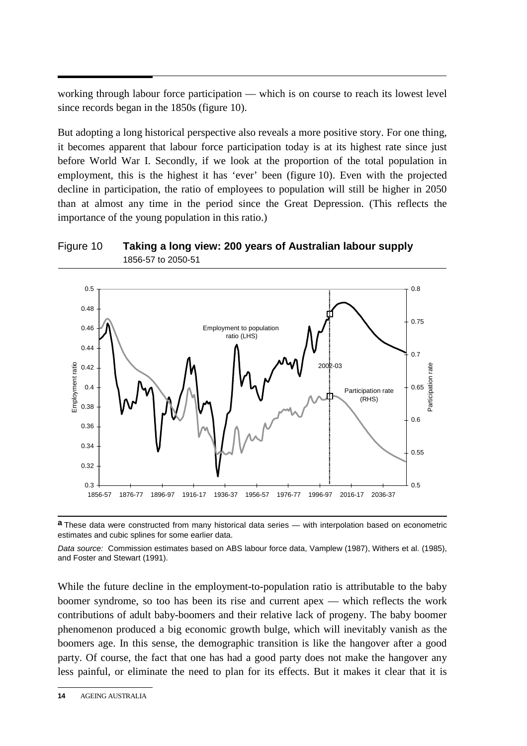working through labour force participation — which is on course to reach its lowest level since records began in the 1850s (figure 10).

But adopting a long historical perspective also reveals a more positive story. For one thing, it becomes apparent that labour force participation today is at its highest rate since just before World War I. Secondly, if we look at the proportion of the total population in employment, this is the highest it has 'ever' been (figure 10). Even with the projected decline in participation, the ratio of employees to population will still be higher in 2050 than at almost any time in the period since the Great Depression. (This reflects the importance of the young population in this ratio.)

Figure 10 **Taking a long view: 200 years of Australian labour supply**
1856-57 to 2050-51

**a** These data were constructed from many historical data series — with interpolation based on econometric estimates and cubic splines for some earlier data.

*Data source:* Commission estimates based on ABS labour force data, Vamplew (1987), Withers et al. (1985), and Foster and Stewart (1991).

While the future decline in the employment-to-population ratio is attributable to the baby boomer syndrome, so too has been its rise and current apex — which reflects the work contributions of adult baby-boomers and their relative lack of progeny. The baby boomer phenomenon produced a big economic growth bulge, which will inevitably vanish as the boomers age. In this sense, the demographic transition is like the hangover after a good party. Of course, the fact that one has had a good party does not make the hangover any less painful, or eliminate the need to plan for its effects. But it makes it clear that it is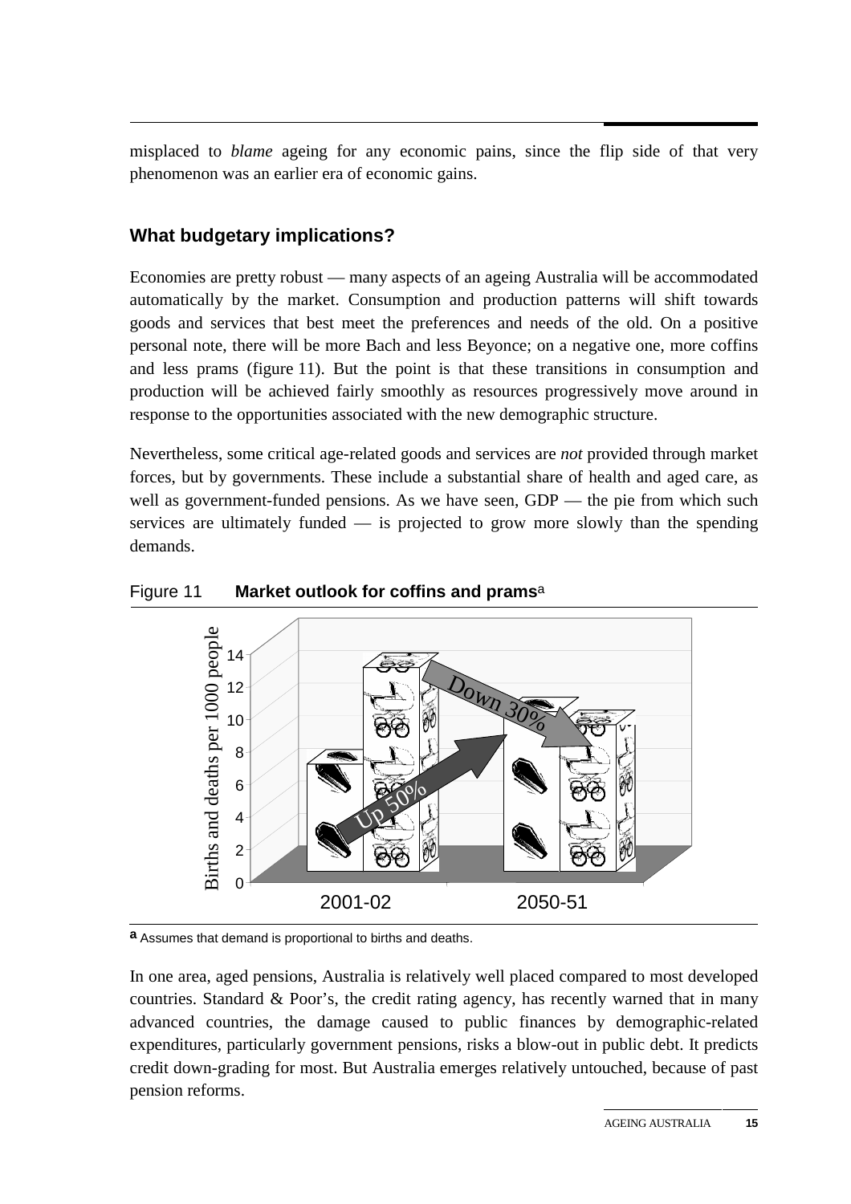misplaced to *blame* ageing for any economic pains, since the flip side of that very phenomenon was an earlier era of economic gains.

## What budgetary implications?

Economies are pretty robust — many aspects of an ageing Australia will be accommodated automatically by the market. Consumption and production patterns will shift towards goods and services that best meet the preferences and needs of the old. On a positive personal note, there will be more Bach and less Beyonce; on a negative one, more coffins and less prams (figure 11). But the point is that these transitions in consumption and production will be achieved fairly smoothly as resources progressively move around in response to the opportunities associated with the new demographic structure.

Nevertheless, some critical age-related goods and services are *not* provided through market forces, but by governments. These include a substantial share of health and aged care, as well as government-funded pensions. As we have seen, GDP — the pie from which such services are ultimately funded — is projected to grow more slowly than the spending demands.

Figure 11 **Market outlook for coffins and prams**[a]

**a** Assumes that demand is proportional to births and deaths.

In one area, aged pensions, Australia is relatively well placed compared to most developed countries. Standard & Poor's, the credit rating agency, has recently warned that in many advanced countries, the damage caused to public finances by demographic-related expenditures, particularly government pensions, risks a blow-out in public debt. It predicts credit down-grading for most. But Australia emerges relatively untouched, because of past pension reforms.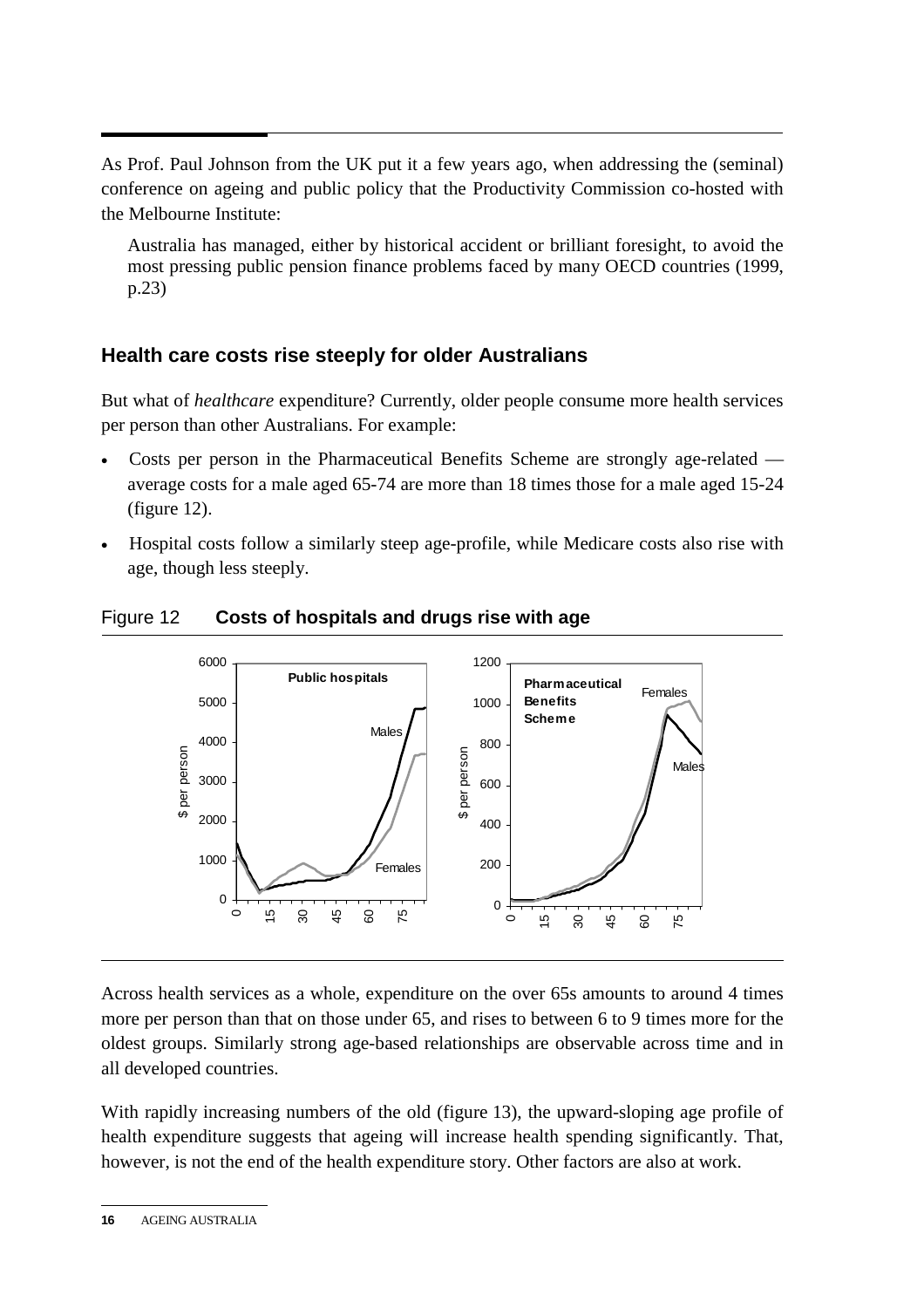As Prof. Paul Johnson from the UK put it a few years ago, when addressing the (seminal) conference on ageing and public policy that the Productivity Commission co-hosted with the Melbourne Institute:

> Australia has managed, either by historical accident or brilliant foresight, to avoid the most pressing public pension finance problems faced by many OECD countries (1999, p.23)

## Health care costs rise steeply for older Australians

But what of *healthcare* expenditure? Currently, older people consume more health services per person than other Australians. For example:

- Costs per person in the Pharmaceutical Benefits Scheme are strongly age-related — average costs for a male aged 65-74 are more than 18 times those for a male aged 15-24 (figure 12).
- Hospital costs follow a similarly steep age-profile, while Medicare costs also rise with age, though less steeply.

Figure 12 **Costs of hospitals and drugs rise with age**

Across health services as a whole, expenditure on the over 65s amounts to around 4 times more per person than that on those under 65, and rises to between 6 to 9 times more for the oldest groups. Similarly strong age-based relationships are observable across time and in all developed countries.

With rapidly increasing numbers of the old (figure 13), the upward-sloping age profile of health expenditure suggests that ageing will increase health spending significantly. That, however, is not the end of the health expenditure story. Other factors are also at work.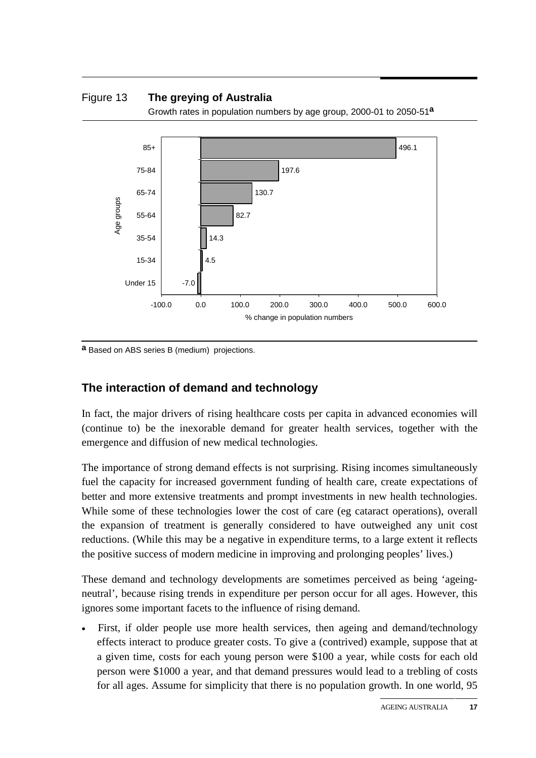Figure 13 **The greying of Australia**

Growth rates in population numbers by age group, 2000-01 to 2050-51[a]

| Age groups | % change in population numbers |
| --- | --- |
| 85+ | 496.1 |
| 75-84 | 197.6 |
| 65-74 | 130.7 |
| 55-64 | 82.7 |
| 35-54 | 14.3 |
| 15-34 | 4.5 |
| Under 15 | -7.0 |

[a] Based on ABS series B (medium) projections.

## The interaction of demand and technology

In fact, the major drivers of rising healthcare costs per capita in advanced economies will (continue to) be the inexorable demand for greater health services, together with the emergence and diffusion of new medical technologies.

The importance of strong demand effects is not surprising. Rising incomes simultaneously fuel the capacity for increased government funding of health care, create expectations of better and more extensive treatments and prompt investments in new health technologies. While some of these technologies lower the cost of care (eg cataract operations), overall the expansion of treatment is generally considered to have outweighed any unit cost reductions. (While this may be a negative in expenditure terms, to a large extent it reflects the positive success of modern medicine in improving and prolonging peoples' lives.)

These demand and technology developments are sometimes perceived as being 'ageing-neutral', because rising trends in expenditure per person occur for all ages. However, this ignores some important facets to the influence of rising demand.

- First, if older people use more health services, then ageing and demand/technology effects interact to produce greater costs. To give a (contrived) example, suppose that at a given time, costs for each young person were \$100 a year, while costs for each old person were \$1000 a year, and that demand pressures would lead to a trebling of costs for all ages. Assume for simplicity that there is no population growth. In one world, 95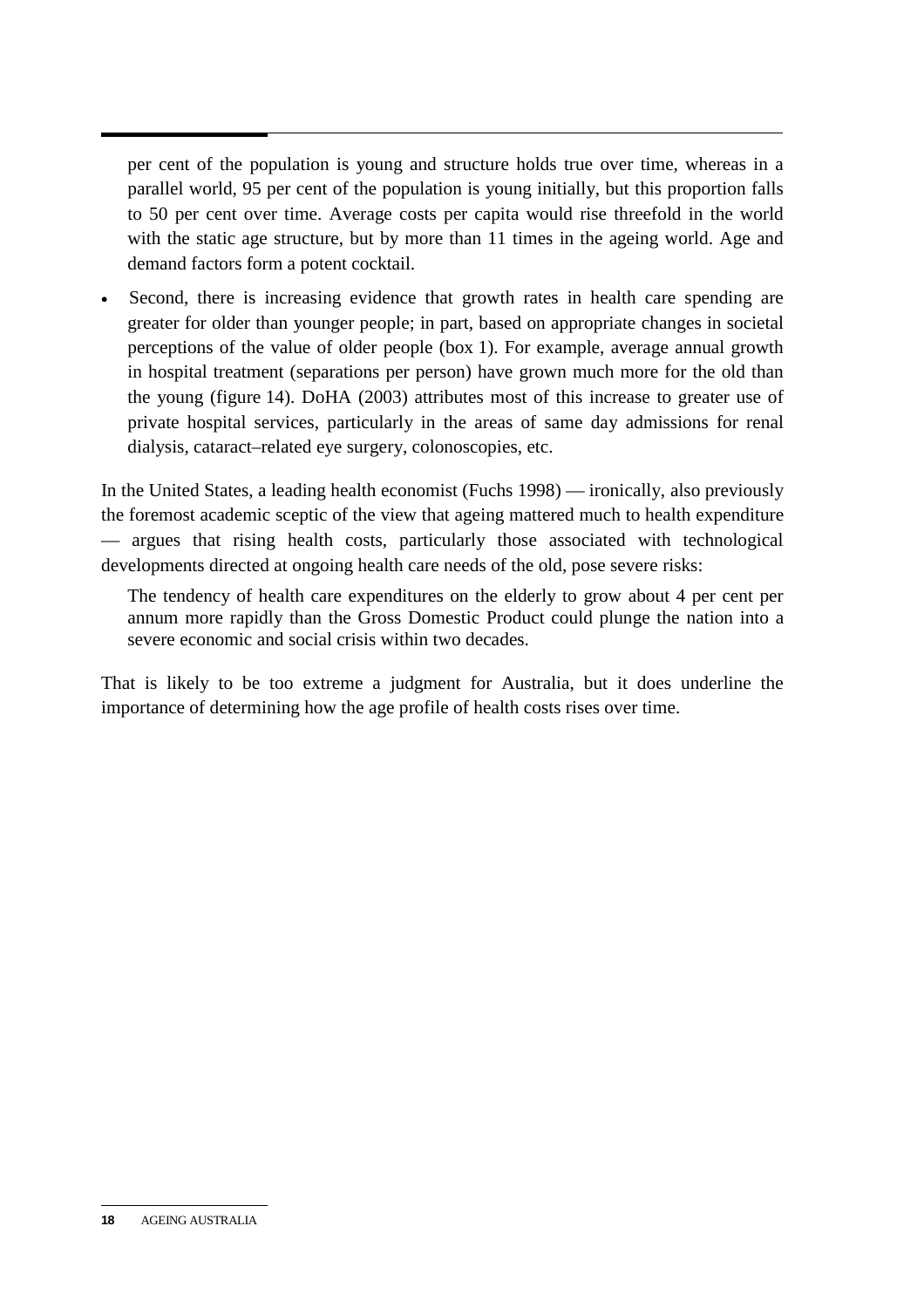per cent of the population is young and structure holds true over time, whereas in a parallel world, 95 per cent of the population is young initially, but this proportion falls to 50 per cent over time. Average costs per capita would rise threefold in the world with the static age structure, but by more than 11 times in the ageing world. Age and demand factors form a potent cocktail.

- Second, there is increasing evidence that growth rates in health care spending are greater for older than younger people; in part, based on appropriate changes in societal perceptions of the value of older people (box 1). For example, average annual growth in hospital treatment (separations per person) have grown much more for the old than the young (figure 14). DoHA (2003) attributes most of this increase to greater use of private hospital services, particularly in the areas of same day admissions for renal dialysis, cataract–related eye surgery, colonoscopies, etc.

In the United States, a leading health economist (Fuchs 1998) — ironically, also previously the foremost academic sceptic of the view that ageing mattered much to health expenditure — argues that rising health costs, particularly those associated with technological developments directed at ongoing health care needs of the old, pose severe risks:

> The tendency of health care expenditures on the elderly to grow about 4 per cent per annum more rapidly than the Gross Domestic Product could plunge the nation into a severe economic and social crisis within two decades.

That is likely to be too extreme a judgment for Australia, but it does underline the importance of determining how the age profile of health costs rises over time.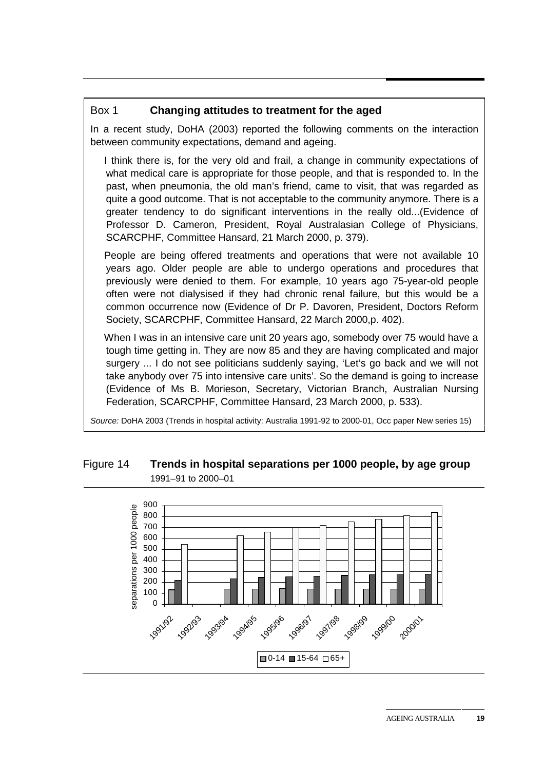## Box 1 **Changing attitudes to treatment for the aged**

In a recent study, DoHA (2003) reported the following comments on the interaction between community expectations, demand and ageing.

> I think there is, for the very old and frail, a change in community expectations of what medical care is appropriate for those people, and that is responded to. In the past, when pneumonia, the old man's friend, came to visit, that was regarded as quite a good outcome. That is not acceptable to the community anymore. There is a greater tendency to do significant interventions in the really old...(Evidence of Professor D. Cameron, President, Royal Australasian College of Physicians, SCARCPHF, Committee Hansard, 21 March 2000, p. 379).

> People are being offered treatments and operations that were not available 10 years ago. Older people are able to undergo operations and procedures that previously were denied to them. For example, 10 years ago 75-year-old people often were not dialysised if they had chronic renal failure, but this would be a common occurrence now (Evidence of Dr P. Davoren, President, Doctors Reform Society, SCARCPHF, Committee Hansard, 22 March 2000,p. 402).

> When I was in an intensive care unit 20 years ago, somebody over 75 would have a tough time getting in. They are now 85 and they are having complicated and major surgery ... I do not see politicians suddenly saying, 'Let's go back and we will not take anybody over 75 into intensive care units'. So the demand is going to increase (Evidence of Ms B. Morieson, Secretary, Victorian Branch, Australian Nursing Federation, SCARCPHF, Committee Hansard, 23 March 2000, p. 533).

*Source:* DoHA 2003 (Trends in hospital activity: Australia 1991-92 to 2000-01, Occ paper New series 15)

## Figure 14 **Trends in hospital separations per 1000 people, by age group**

1991–91 to 2000–01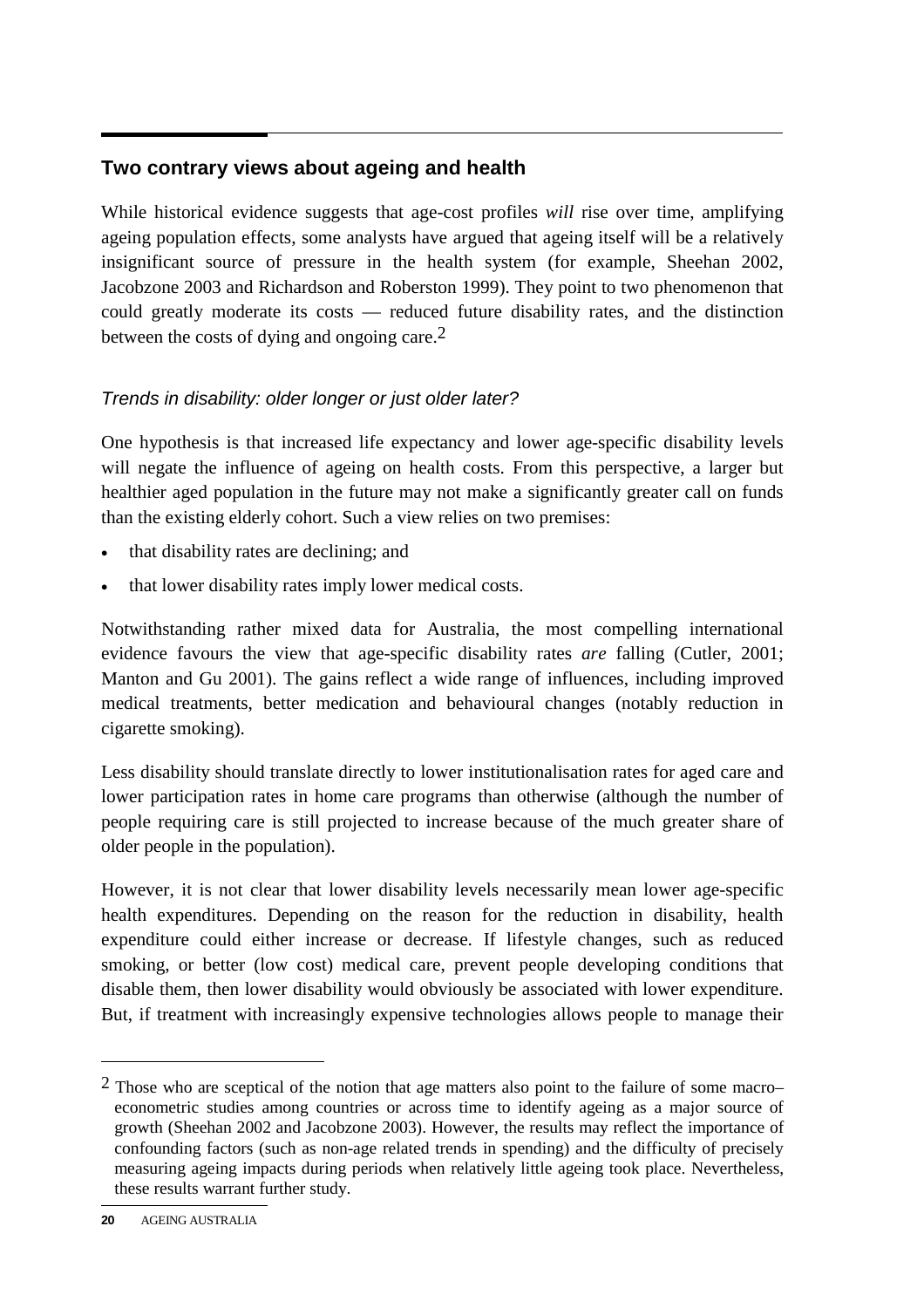## Two contrary views about ageing and health

While historical evidence suggests that age-cost profiles *will* rise over time, amplifying ageing population effects, some analysts have argued that ageing itself will be a relatively insignificant source of pressure in the health system (for example, Sheehan 2002, Jacobzone 2003 and Richardson and Roberston 1999). They point to two phenomenon that could greatly moderate its costs — reduced future disability rates, and the distinction between the costs of dying and ongoing care.[2]

### *Trends in disability: older longer or just older later?*

One hypothesis is that increased life expectancy and lower age-specific disability levels will negate the influence of ageing on health costs. From this perspective, a larger but healthier aged population in the future may not make a significantly greater call on funds than the existing elderly cohort. Such a view relies on two premises:

- that disability rates are declining; and
- that lower disability rates imply lower medical costs.

Notwithstanding rather mixed data for Australia, the most compelling international evidence favours the view that age-specific disability rates *are* falling (Cutler, 2001; Manton and Gu 2001). The gains reflect a wide range of influences, including improved medical treatments, better medication and behavioural changes (notably reduction in cigarette smoking).

Less disability should translate directly to lower institutionalisation rates for aged care and lower participation rates in home care programs than otherwise (although the number of people requiring care is still projected to increase because of the much greater share of older people in the population).

However, it is not clear that lower disability levels necessarily mean lower age-specific health expenditures. Depending on the reason for the reduction in disability, health expenditure could either increase or decrease. If lifestyle changes, such as reduced smoking, or better (low cost) medical care, prevent people developing conditions that disable them, then lower disability would obviously be associated with lower expenditure. But, if treatment with increasingly expensive technologies allows people to manage their

---

[2] Those who are sceptical of the notion that age matters also point to the failure of some macro–econometric studies among countries or across time to identify ageing as a major source of growth (Sheehan 2002 and Jacobzone 2003). However, the results may reflect the importance of confounding factors (such as non-age related trends in spending) and the difficulty of precisely measuring ageing impacts during periods when relatively little ageing took place. Nevertheless, these results warrant further study.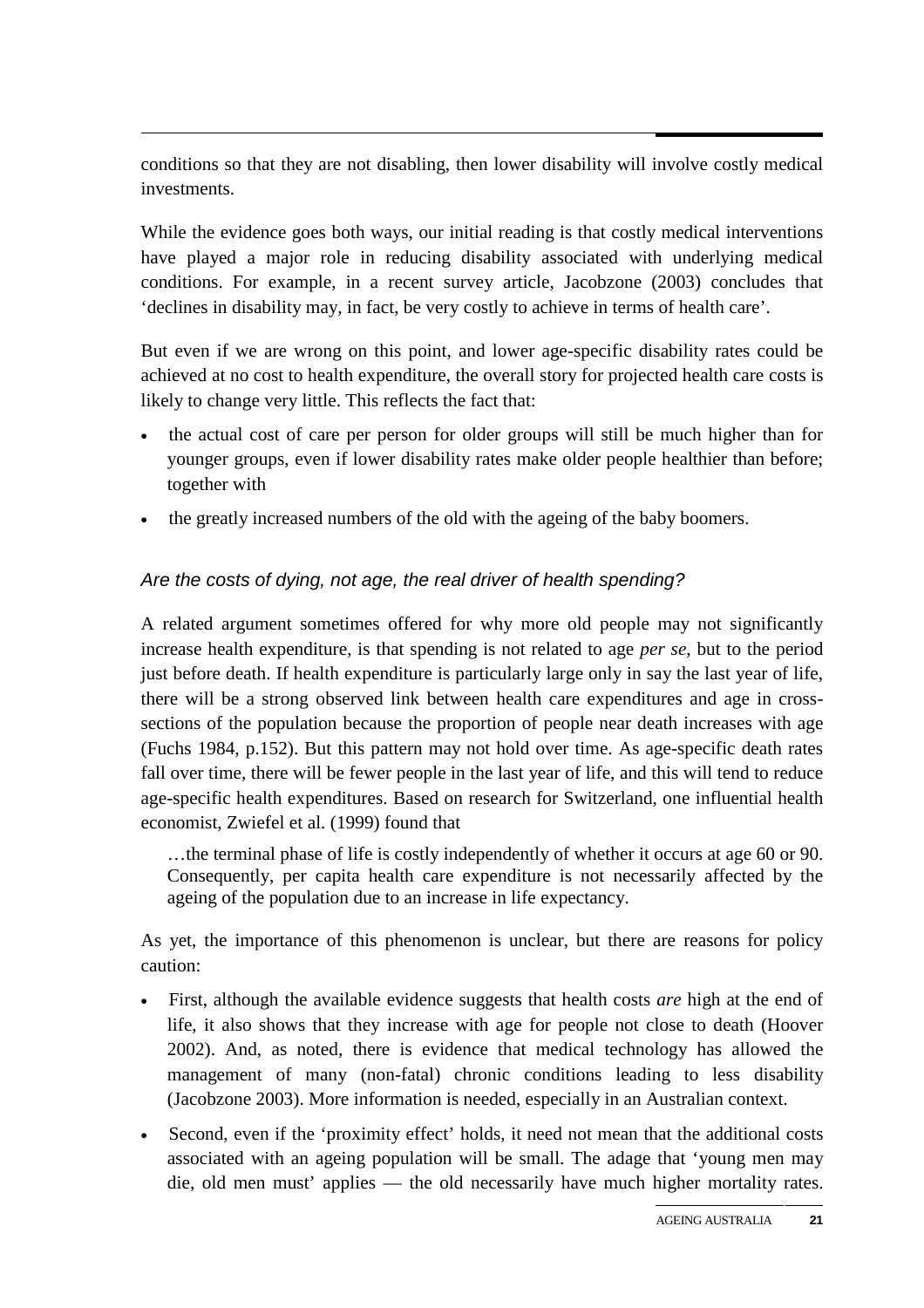conditions so that they are not disabling, then lower disability will involve costly medical investments.

While the evidence goes both ways, our initial reading is that costly medical interventions have played a major role in reducing disability associated with underlying medical conditions. For example, in a recent survey article, Jacobzone (2003) concludes that 'declines in disability may, in fact, be very costly to achieve in terms of health care'.

But even if we are wrong on this point, and lower age-specific disability rates could be achieved at no cost to health expenditure, the overall story for projected health care costs is likely to change very little. This reflects the fact that:

- the actual cost of care per person for older groups will still be much higher than for younger groups, even if lower disability rates make older people healthier than before; together with
- the greatly increased numbers of the old with the ageing of the baby boomers.

### *Are the costs of dying, not age, the real driver of health spending?*

A related argument sometimes offered for why more old people may not significantly increase health expenditure, is that spending is not related to age *per se*, but to the period just before death. If health expenditure is particularly large only in say the last year of life, there will be a strong observed link between health care expenditures and age in cross-sections of the population because the proportion of people near death increases with age (Fuchs 1984, p.152). But this pattern may not hold over time. As age-specific death rates fall over time, there will be fewer people in the last year of life, and this will tend to reduce age-specific health expenditures. Based on research for Switzerland, one influential health economist, Zwiefel et al. (1999) found that

> …the terminal phase of life is costly independently of whether it occurs at age 60 or 90. Consequently, per capita health care expenditure is not necessarily affected by the ageing of the population due to an increase in life expectancy.

As yet, the importance of this phenomenon is unclear, but there are reasons for policy caution:

- First, although the available evidence suggests that health costs *are* high at the end of life, it also shows that they increase with age for people not close to death (Hoover 2002). And, as noted, there is evidence that medical technology has allowed the management of many (non-fatal) chronic conditions leading to less disability (Jacobzone 2003). More information is needed, especially in an Australian context.
- Second, even if the 'proximity effect' holds, it need not mean that the additional costs associated with an ageing population will be small. The adage that 'young men may die, old men must' applies — the old necessarily have much higher mortality rates.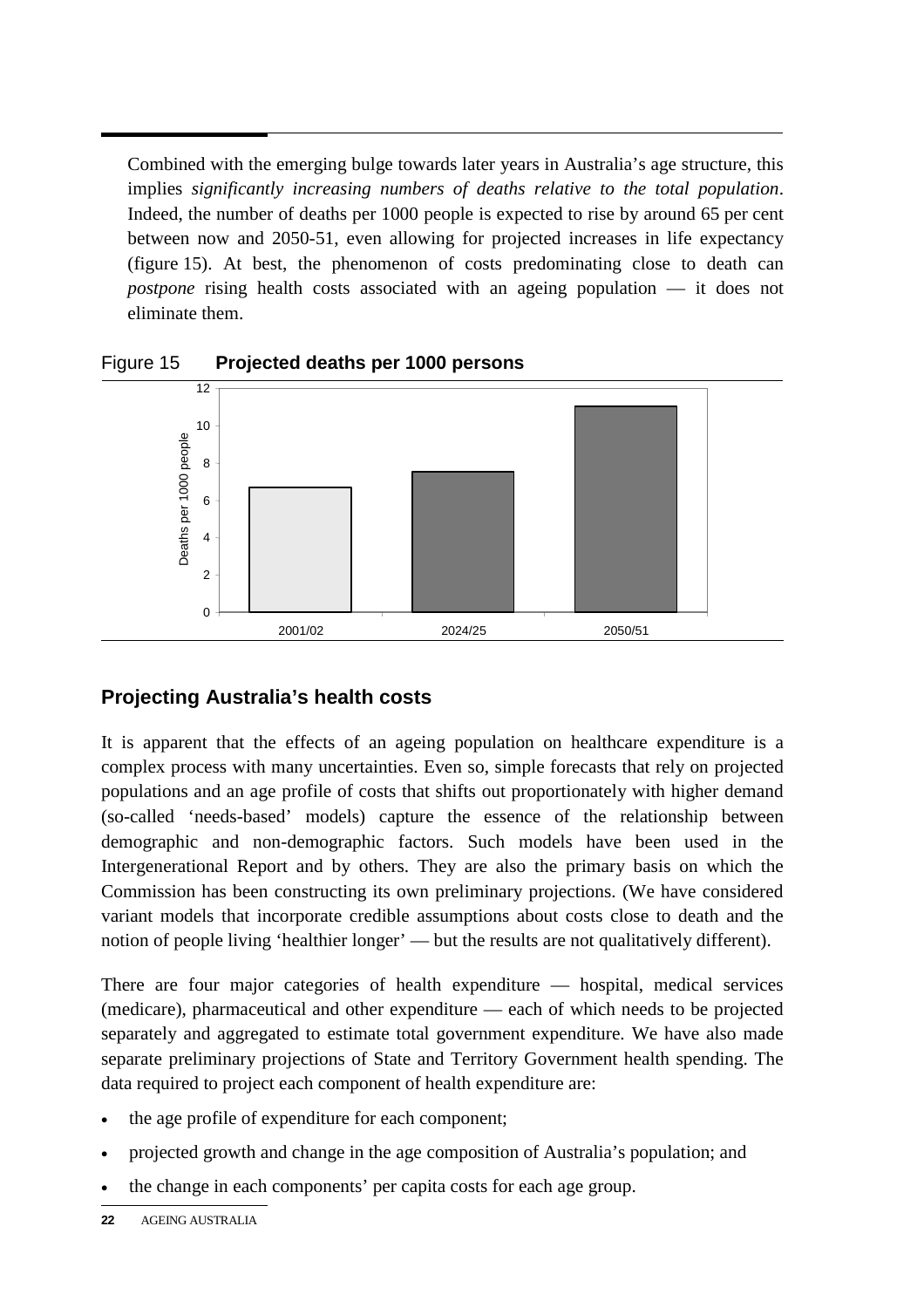Combined with the emerging bulge towards later years in Australia's age structure, this implies *significantly increasing numbers of deaths relative to the total population*. Indeed, the number of deaths per 1000 people is expected to rise by around 65 per cent between now and 2050-51, even allowing for projected increases in life expectancy (figure 15). At best, the phenomenon of costs predominating close to death can *postpone* rising health costs associated with an ageing population — it does not eliminate them.

Figure 15 **Projected deaths per 1000 persons**

## Projecting Australia's health costs

It is apparent that the effects of an ageing population on healthcare expenditure is a complex process with many uncertainties. Even so, simple forecasts that rely on projected populations and an age profile of costs that shifts out proportionately with higher demand (so-called 'needs-based' models) capture the essence of the relationship between demographic and non-demographic factors. Such models have been used in the Intergenerational Report and by others. They are also the primary basis on which the Commission has been constructing its own preliminary projections. (We have considered variant models that incorporate credible assumptions about costs close to death and the notion of people living 'healthier longer' — but the results are not qualitatively different).

There are four major categories of health expenditure — hospital, medical services (medicare), pharmaceutical and other expenditure — each of which needs to be projected separately and aggregated to estimate total government expenditure. We have also made separate preliminary projections of State and Territory Government health spending. The data required to project each component of health expenditure are:

- the age profile of expenditure for each component;
- projected growth and change in the age composition of Australia's population; and
- the change in each components' per capita costs for each age group.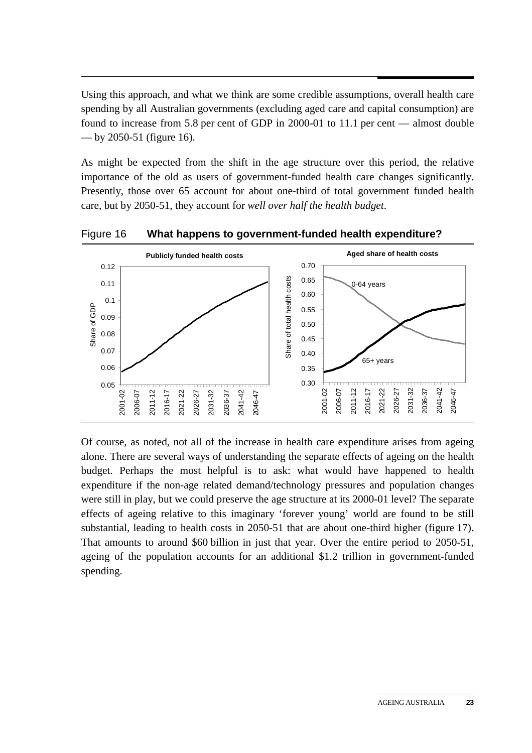Using this approach, and what we think are some credible assumptions, overall health care spending by all Australian governments (excluding aged care and capital consumption) are found to increase from 5.8 per cent of GDP in 2000-01 to 11.1 per cent — almost double — by 2050-51 (figure 16).

As might be expected from the shift in the age structure over this period, the relative importance of the old as users of government-funded health care changes significantly. Presently, those over 65 account for about one-third of total government funded health care, but by 2050-51, they account for *well over half the health budget*.

Figure 16 **What happens to government-funded health expenditure?**

Of course, as noted, not all of the increase in health care expenditure arises from ageing alone. There are several ways of understanding the separate effects of ageing on the health budget. Perhaps the most helpful is to ask: what would have happened to health expenditure if the non-age related demand/technology pressures and population changes were still in play, but we could preserve the age structure at its 2000-01 level? The separate effects of ageing relative to this imaginary 'forever young' world are found to be still substantial, leading to health costs in 2050-51 that are about one-third higher (figure 17). That amounts to around $60 billion in just that year. Over the entire period to 2050-51, ageing of the population accounts for an additional $1.2 trillion in government-funded spending.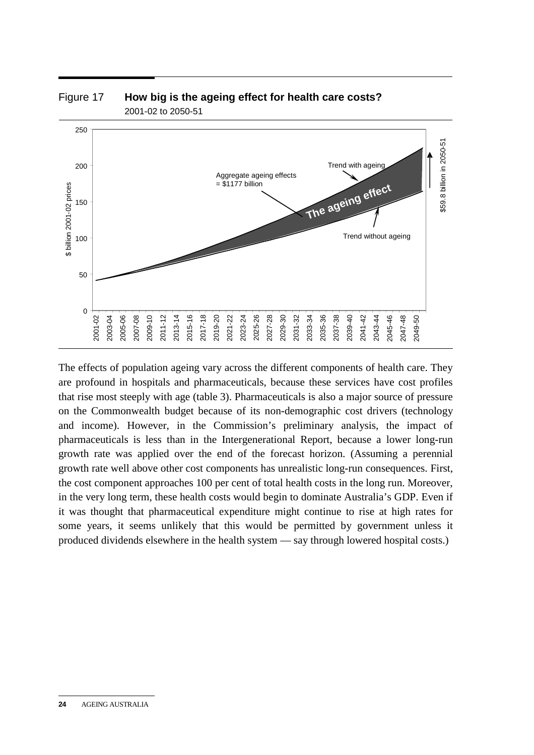Figure 17 **How big is the ageing effect for health care costs?**

2001-02 to 2050-51

The effects of population ageing vary across the different components of health care. They are profound in hospitals and pharmaceuticals, because these services have cost profiles that rise most steeply with age (table 3). Pharmaceuticals is also a major source of pressure on the Commonwealth budget because of its non-demographic cost drivers (technology and income). However, in the Commission's preliminary analysis, the impact of pharmaceuticals is less than in the Intergenerational Report, because a lower long-run growth rate was applied over the end of the forecast horizon. (Assuming a perennial growth rate well above other cost components has unrealistic long-run consequences. First, the cost component approaches 100 per cent of total health costs in the long run. Moreover, in the very long term, these health costs would begin to dominate Australia's GDP. Even if it was thought that pharmaceutical expenditure might continue to rise at high rates for some years, it seems unlikely that this would be permitted by government unless it produced dividends elsewhere in the health system — say through lowered hospital costs.)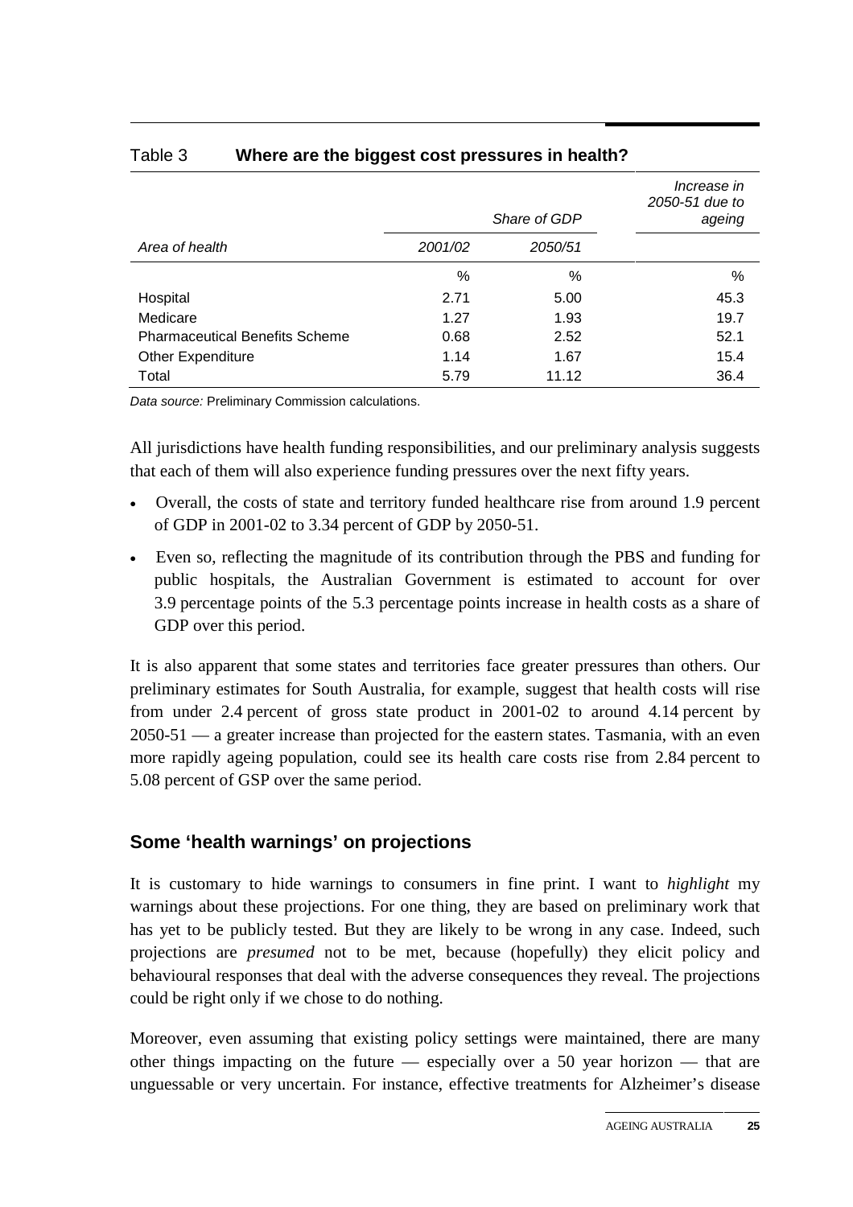Table 3 **Where are the biggest cost pressures in health?**

| Area of health | Share of GDP | | Increase in 2050-51 due to ageing |
|---|---|---|---|
| | 2001/02 | 2050/51 | |
| | % | % | % |
| Hospital | 2.71 | 5.00 | 45.3 |
| Medicare | 1.27 | 1.93 | 19.7 |
| Pharmaceutical Benefits Scheme | 0.68 | 2.52 | 52.1 |
| Other Expenditure | 1.14 | 1.67 | 15.4 |
| Total | 5.79 | 11.12 | 36.4 |

*Data source:* Preliminary Commission calculations.

All jurisdictions have health funding responsibilities, and our preliminary analysis suggests that each of them will also experience funding pressures over the next fifty years.

- Overall, the costs of state and territory funded healthcare rise from around 1.9 percent of GDP in 2001-02 to 3.34 percent of GDP by 2050-51.
- Even so, reflecting the magnitude of its contribution through the PBS and funding for public hospitals, the Australian Government is estimated to account for over 3.9 percentage points of the 5.3 percentage points increase in health costs as a share of GDP over this period.

It is also apparent that some states and territories face greater pressures than others. Our preliminary estimates for South Australia, for example, suggest that health costs will rise from under 2.4 percent of gross state product in 2001-02 to around 4.14 percent by 2050-51 — a greater increase than projected for the eastern states. Tasmania, with an even more rapidly ageing population, could see its health care costs rise from 2.84 percent to 5.08 percent of GSP over the same period.

## Some 'health warnings' on projections

It is customary to hide warnings to consumers in fine print. I want to *highlight* my warnings about these projections. For one thing, they are based on preliminary work that has yet to be publicly tested. But they are likely to be wrong in any case. Indeed, such projections are *presumed* not to be met, because (hopefully) they elicit policy and behavioural responses that deal with the adverse consequences they reveal. The projections could be right only if we chose to do nothing.

Moreover, even assuming that existing policy settings were maintained, there are many other things impacting on the future — especially over a 50 year horizon — that are unguessable or very uncertain. For instance, effective treatments for Alzheimer's disease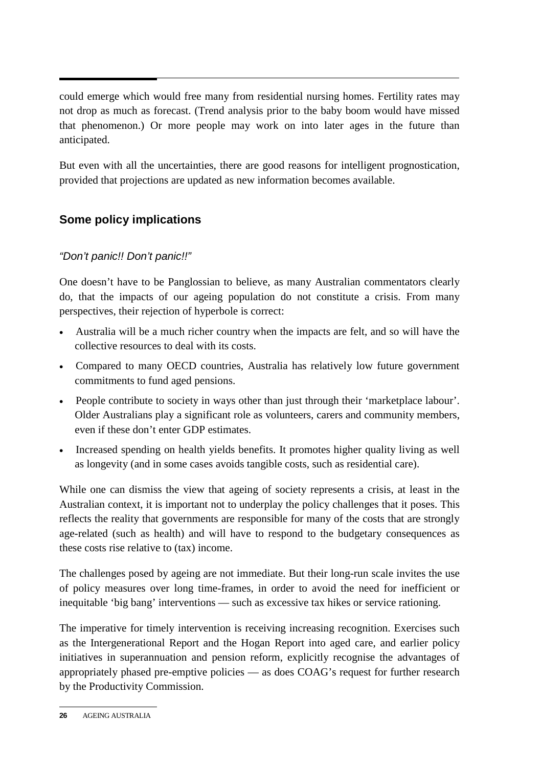could emerge which would free many from residential nursing homes. Fertility rates may not drop as much as forecast. (Trend analysis prior to the baby boom would have missed that phenomenon.) Or more people may work on into later ages in the future than anticipated.

But even with all the uncertainties, there are good reasons for intelligent prognostication, provided that projections are updated as new information becomes available.

## Some policy implications

### *"Don't panic!! Don't panic!!"*

One doesn't have to be Panglossian to believe, as many Australian commentators clearly do, that the impacts of our ageing population do not constitute a crisis. From many perspectives, their rejection of hyperbole is correct:

- Australia will be a much richer country when the impacts are felt, and so will have the collective resources to deal with its costs.
- Compared to many OECD countries, Australia has relatively low future government commitments to fund aged pensions.
- People contribute to society in ways other than just through their 'marketplace labour'. Older Australians play a significant role as volunteers, carers and community members, even if these don't enter GDP estimates.
- Increased spending on health yields benefits. It promotes higher quality living as well as longevity (and in some cases avoids tangible costs, such as residential care).

While one can dismiss the view that ageing of society represents a crisis, at least in the Australian context, it is important not to underplay the policy challenges that it poses. This reflects the reality that governments are responsible for many of the costs that are strongly age-related (such as health) and will have to respond to the budgetary consequences as these costs rise relative to (tax) income.

The challenges posed by ageing are not immediate. But their long-run scale invites the use of policy measures over long time-frames, in order to avoid the need for inefficient or inequitable 'big bang' interventions — such as excessive tax hikes or service rationing.

The imperative for timely intervention is receiving increasing recognition. Exercises such as the Intergenerational Report and the Hogan Report into aged care, and earlier policy initiatives in superannuation and pension reform, explicitly recognise the advantages of appropriately phased pre-emptive policies — as does COAG's request for further research by the Productivity Commission.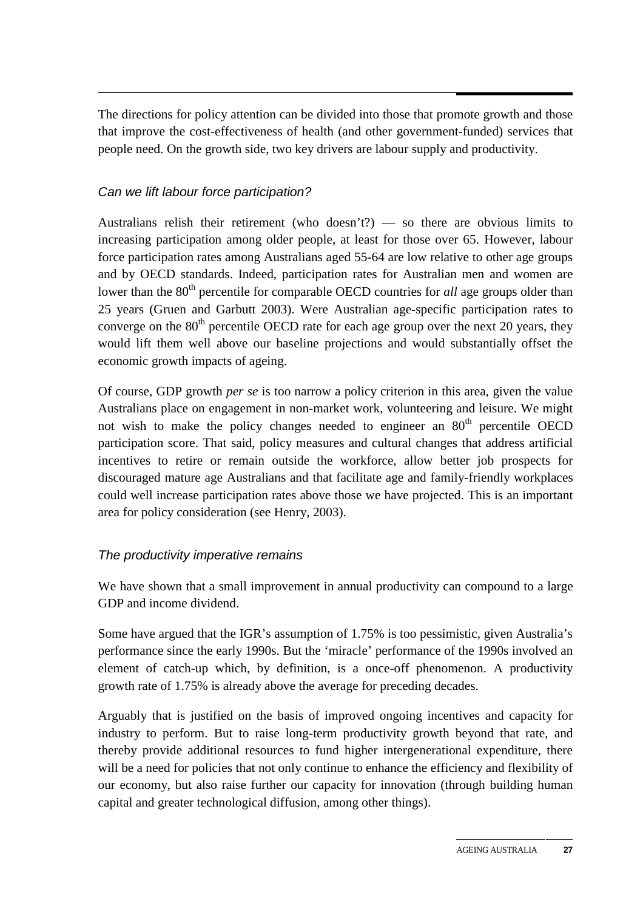The directions for policy attention can be divided into those that promote growth and those that improve the cost-effectiveness of health (and other government-funded) services that people need. On the growth side, two key drivers are labour supply and productivity.

### *Can we lift labour force participation?*

Australians relish their retirement (who doesn't?) — so there are obvious limits to increasing participation among older people, at least for those over 65. However, labour force participation rates among Australians aged 55-64 are low relative to other age groups and by OECD standards. Indeed, participation rates for Australian men and women are lower than the 80th percentile for comparable OECD countries for *all* age groups older than 25 years (Gruen and Garbutt 2003). Were Australian age-specific participation rates to converge on the 80th percentile OECD rate for each age group over the next 20 years, they would lift them well above our baseline projections and would substantially offset the economic growth impacts of ageing.

Of course, GDP growth *per se* is too narrow a policy criterion in this area, given the value Australians place on engagement in non-market work, volunteering and leisure. We might not wish to make the policy changes needed to engineer an 80th percentile OECD participation score. That said, policy measures and cultural changes that address artificial incentives to retire or remain outside the workforce, allow better job prospects for discouraged mature age Australians and that facilitate age and family-friendly workplaces could well increase participation rates above those we have projected. This is an important area for policy consideration (see Henry, 2003).

### *The productivity imperative remains*

We have shown that a small improvement in annual productivity can compound to a large GDP and income dividend.

Some have argued that the IGR's assumption of 1.75% is too pessimistic, given Australia's performance since the early 1990s. But the 'miracle' performance of the 1990s involved an element of catch-up which, by definition, is a once-off phenomenon. A productivity growth rate of 1.75% is already above the average for preceding decades.

Arguably that is justified on the basis of improved ongoing incentives and capacity for industry to perform. But to raise long-term productivity growth beyond that rate, and thereby provide additional resources to fund higher intergenerational expenditure, there will be a need for policies that not only continue to enhance the efficiency and flexibility of our economy, but also raise further our capacity for innovation (through building human capital and greater technological diffusion, among other things).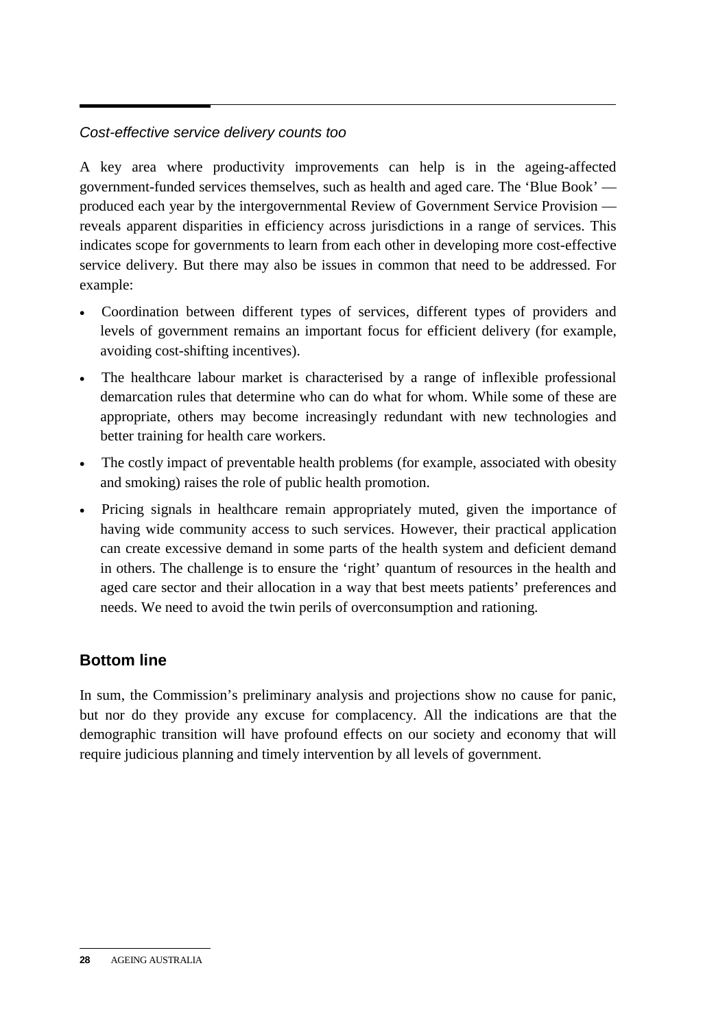*Cost-effective service delivery counts too*

A key area where productivity improvements can help is in the ageing-affected government-funded services themselves, such as health and aged care. The 'Blue Book' — produced each year by the intergovernmental Review of Government Service Provision — reveals apparent disparities in efficiency across jurisdictions in a range of services. This indicates scope for governments to learn from each other in developing more cost-effective service delivery. But there may also be issues in common that need to be addressed. For example:

- Coordination between different types of services, different types of providers and levels of government remains an important focus for efficient delivery (for example, avoiding cost-shifting incentives).
- The healthcare labour market is characterised by a range of inflexible professional demarcation rules that determine who can do what for whom. While some of these are appropriate, others may become increasingly redundant with new technologies and better training for health care workers.
- The costly impact of preventable health problems (for example, associated with obesity and smoking) raises the role of public health promotion.
- Pricing signals in healthcare remain appropriately muted, given the importance of having wide community access to such services. However, their practical application can create excessive demand in some parts of the health system and deficient demand in others. The challenge is to ensure the 'right' quantum of resources in the health and aged care sector and their allocation in a way that best meets patients' preferences and needs. We need to avoid the twin perils of overconsumption and rationing.

## Bottom line

In sum, the Commission's preliminary analysis and projections show no cause for panic, but nor do they provide any excuse for complacency. All the indications are that the demographic transition will have profound effects on our society and economy that will require judicious planning and timely intervention by all levels of government.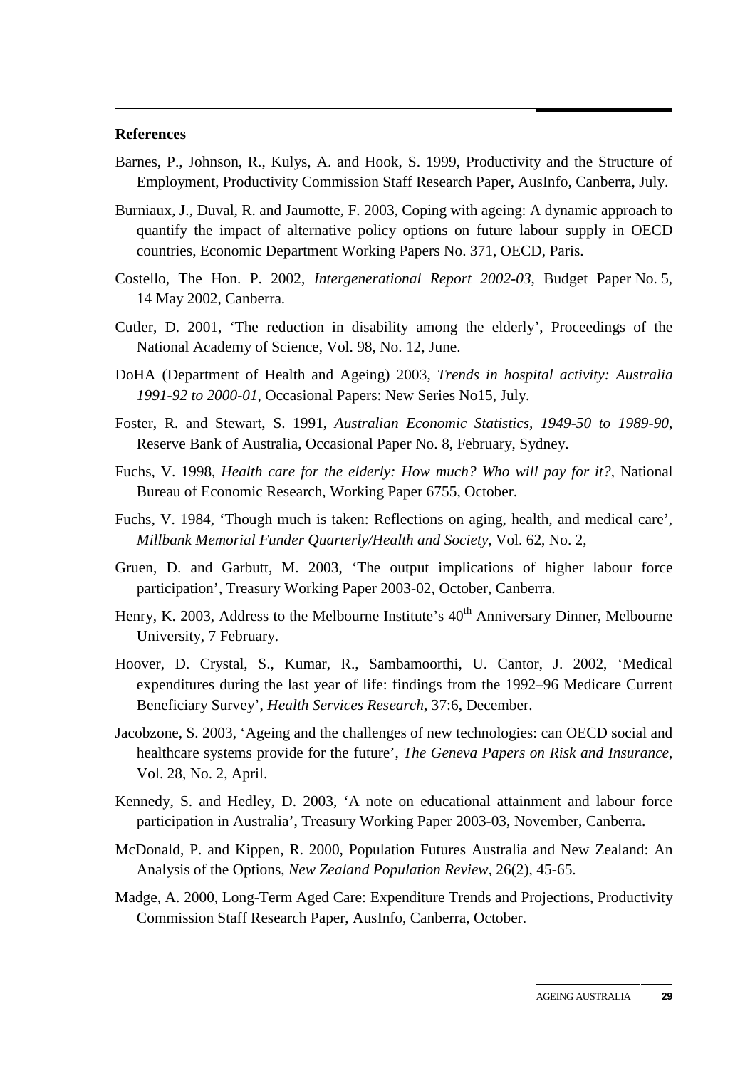## References

Barnes, P., Johnson, R., Kulys, A. and Hook, S. 1999, Productivity and the Structure of Employment, Productivity Commission Staff Research Paper, AusInfo, Canberra, July.

Burniaux, J., Duval, R. and Jaumotte, F. 2003, Coping with ageing: A dynamic approach to quantify the impact of alternative policy options on future labour supply in OECD countries, Economic Department Working Papers No. 371, OECD, Paris.

Costello, The Hon. P. 2002, *Intergenerational Report 2002-03*, Budget Paper No. 5, 14 May 2002, Canberra.

Cutler, D. 2001, 'The reduction in disability among the elderly', Proceedings of the National Academy of Science, Vol. 98, No. 12, June.

DoHA (Department of Health and Ageing) 2003, *Trends in hospital activity: Australia 1991-92 to 2000-01*, Occasional Papers: New Series No15, July.

Foster, R. and Stewart, S. 1991, *Australian Economic Statistics, 1949-50 to 1989-90*, Reserve Bank of Australia, Occasional Paper No. 8, February, Sydney.

Fuchs, V. 1998, *Health care for the elderly: How much? Who will pay for it?*, National Bureau of Economic Research, Working Paper 6755, October.

Fuchs, V. 1984, 'Though much is taken: Reflections on aging, health, and medical care', *Millbank Memorial Funder Quarterly/Health and Society*, Vol. 62, No. 2,

Gruen, D. and Garbutt, M. 2003, 'The output implications of higher labour force participation', Treasury Working Paper 2003-02, October, Canberra.

Henry, K. 2003, Address to the Melbourne Institute's 40th Anniversary Dinner, Melbourne University, 7 February.

Hoover, D. Crystal, S., Kumar, R., Sambamoorthi, U. Cantor, J. 2002, 'Medical expenditures during the last year of life: findings from the 1992–96 Medicare Current Beneficiary Survey', *Health Services Research*, 37:6, December.

Jacobzone, S. 2003, 'Ageing and the challenges of new technologies: can OECD social and healthcare systems provide for the future', *The Geneva Papers on Risk and Insurance*, Vol. 28, No. 2, April.

Kennedy, S. and Hedley, D. 2003, 'A note on educational attainment and labour force participation in Australia', Treasury Working Paper 2003-03, November, Canberra.

McDonald, P. and Kippen, R. 2000, Population Futures Australia and New Zealand: An Analysis of the Options, *New Zealand Population Review*, 26(2), 45-65.

Madge, A. 2000, Long-Term Aged Care: Expenditure Trends and Projections, Productivity Commission Staff Research Paper, AusInfo, Canberra, October.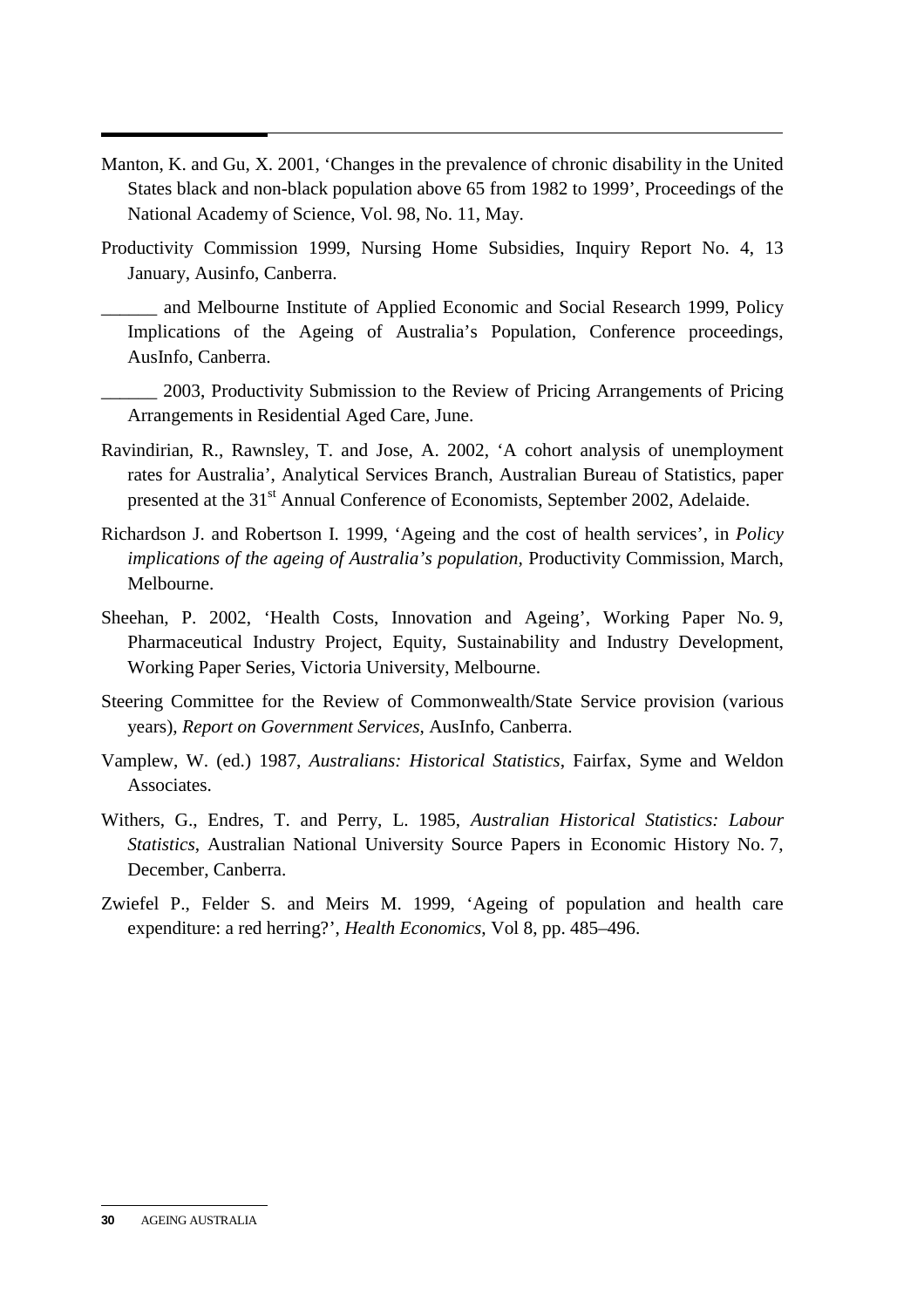Manton, K. and Gu, X. 2001, 'Changes in the prevalence of chronic disability in the United States black and non-black population above 65 from 1982 to 1999', Proceedings of the National Academy of Science, Vol. 98, No. 11, May.

Productivity Commission 1999, Nursing Home Subsidies, Inquiry Report No. 4, 13 January, Ausinfo, Canberra.

______ and Melbourne Institute of Applied Economic and Social Research 1999, Policy Implications of the Ageing of Australia's Population, Conference proceedings, AusInfo, Canberra.

______ 2003, Productivity Submission to the Review of Pricing Arrangements of Pricing Arrangements in Residential Aged Care, June.

Ravindirian, R., Rawnsley, T. and Jose, A. 2002, 'A cohort analysis of unemployment rates for Australia', Analytical Services Branch, Australian Bureau of Statistics, paper presented at the 31st Annual Conference of Economists, September 2002, Adelaide.

Richardson J. and Robertson I. 1999, 'Ageing and the cost of health services', in *Policy implications of the ageing of Australia's population*, Productivity Commission, March, Melbourne.

Sheehan, P. 2002, 'Health Costs, Innovation and Ageing', Working Paper No. 9, Pharmaceutical Industry Project, Equity, Sustainability and Industry Development, Working Paper Series, Victoria University, Melbourne.

Steering Committee for the Review of Commonwealth/State Service provision (various years), *Report on Government Services*, AusInfo, Canberra.

Vamplew, W. (ed.) 1987, *Australians: Historical Statistics*, Fairfax, Syme and Weldon Associates.

Withers, G., Endres, T. and Perry, L. 1985, *Australian Historical Statistics: Labour Statistics*, Australian National University Source Papers in Economic History No. 7, December, Canberra.

Zwiefel P., Felder S. and Meirs M. 1999, 'Ageing of population and health care expenditure: a red herring?', *Health Economics*, Vol 8, pp. 485–496.